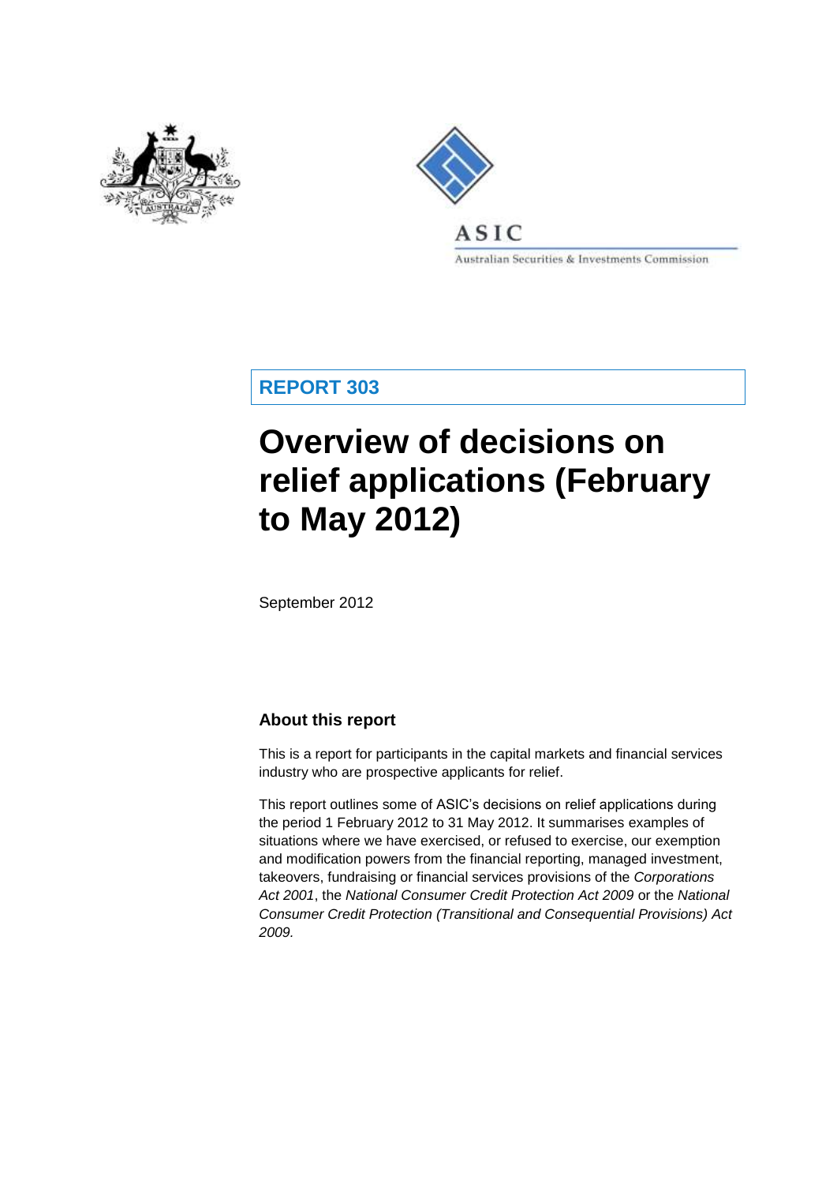ASIC

Australian Securities & Investments Commission

**REPORT 303**

# Overview of decisions on relief applications (February to May 2012)

September 2012

## About this report

This is a report for participants in the capital markets and financial services industry who are prospective applicants for relief.

This report outlines some of ASIC's decisions on relief applications during the period 1 February 2012 to 31 May 2012. It summarises examples of situations where we have exercised, or refused to exercise, our exemption and modification powers from the financial reporting, managed investment, takeovers, fundraising or financial services provisions of the *Corporations Act 2001*, the *National Consumer Credit Protection Act 2009* or the *National Consumer Credit Protection (Transitional and Consequential Provisions) Act 2009.*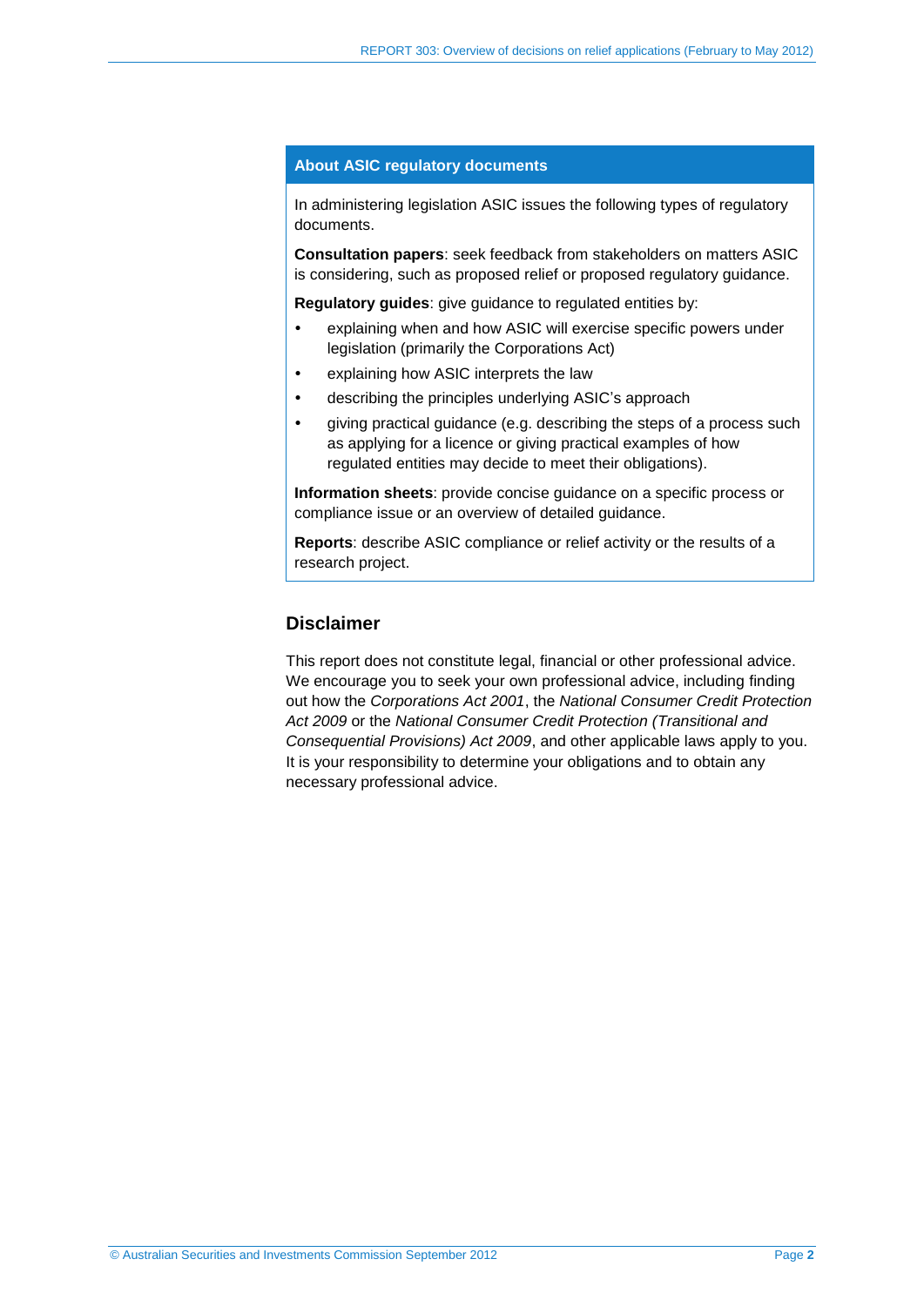## About ASIC regulatory documents

In administering legislation ASIC issues the following types of regulatory documents.

**Consultation papers**: seek feedback from stakeholders on matters ASIC is considering, such as proposed relief or proposed regulatory guidance.

**Regulatory guides**: give guidance to regulated entities by:

- explaining when and how ASIC will exercise specific powers under legislation (primarily the Corporations Act)
- explaining how ASIC interprets the law
- describing the principles underlying ASIC's approach
- giving practical guidance (e.g. describing the steps of a process such as applying for a licence or giving practical examples of how regulated entities may decide to meet their obligations).

**Information sheets**: provide concise guidance on a specific process or compliance issue or an overview of detailed guidance.

**Reports**: describe ASIC compliance or relief activity or the results of a research project.

## Disclaimer

This report does not constitute legal, financial or other professional advice. We encourage you to seek your own professional advice, including finding out how the *Corporations Act 2001*, the *National Consumer Credit Protection Act 2009* or the *National Consumer Credit Protection (Transitional and Consequential Provisions) Act 2009*, and other applicable laws apply to you. It is your responsibility to determine your obligations and to obtain any necessary professional advice.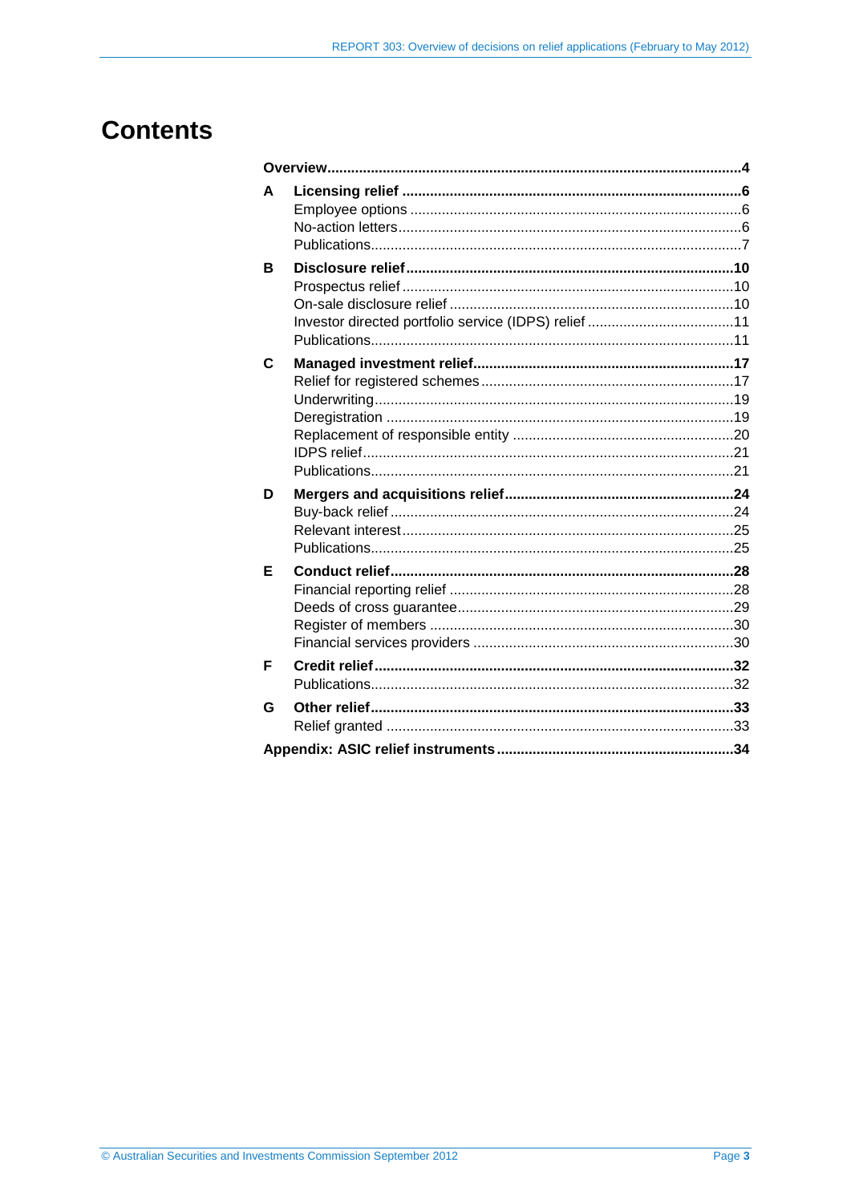# Contents

| | | |
|---|---|---|
| **Overview** | | **4** |
| **A** | **Licensing relief** | **6** |
| | Employee options | 6 |
| | No-action letters | 6 |
| | Publications | 7 |
| **B** | **Disclosure relief** | **10** |
| | Prospectus relief | 10 |
| | On-sale disclosure relief | 10 |
| | Investor directed portfolio service (IDPS) relief | 11 |
| | Publications | 11 |
| **C** | **Managed investment relief** | **17** |
| | Relief for registered schemes | 17 |
| | Underwriting | 19 |
| | Deregistration | 19 |
| | Replacement of responsible entity | 20 |
| | IDPS relief | 21 |
| | Publications | 21 |
| **D** | **Mergers and acquisitions relief** | **24** |
| | Buy-back relief | 24 |
| | Relevant interest | 25 |
| | Publications | 25 |
| **E** | **Conduct relief** | **28** |
| | Financial reporting relief | 28 |
| | Deeds of cross guarantee | 29 |
| | Register of members | 30 |
| | Financial services providers | 30 |
| **F** | **Credit relief** | **32** |
| | Publications | 32 |
| **G** | **Other relief** | **33** |
| | Relief granted | 33 |
| **Appendix: ASIC relief instruments** | | **34** |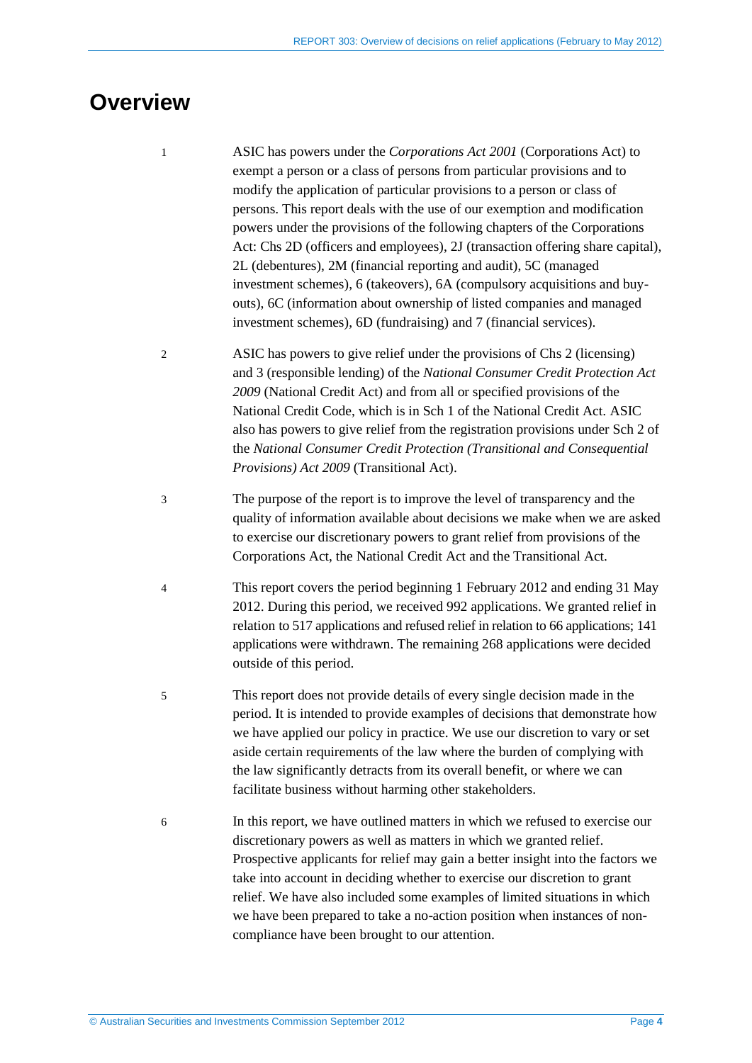# Overview

1 ASIC has powers under the *Corporations Act 2001* (Corporations Act) to exempt a person or a class of persons from particular provisions and to modify the application of particular provisions to a person or class of persons. This report deals with the use of our exemption and modification powers under the provisions of the following chapters of the Corporations Act: Chs 2D (officers and employees), 2J (transaction offering share capital), 2L (debentures), 2M (financial reporting and audit), 5C (managed investment schemes), 6 (takeovers), 6A (compulsory acquisitions and buy-outs), 6C (information about ownership of listed companies and managed investment schemes), 6D (fundraising) and 7 (financial services).

2 ASIC has powers to give relief under the provisions of Chs 2 (licensing) and 3 (responsible lending) of the *National Consumer Credit Protection Act 2009* (National Credit Act) and from all or specified provisions of the National Credit Code, which is in Sch 1 of the National Credit Act. ASIC also has powers to give relief from the registration provisions under Sch 2 of the *National Consumer Credit Protection (Transitional and Consequential Provisions) Act 2009* (Transitional Act).

3 The purpose of the report is to improve the level of transparency and the quality of information available about decisions we make when we are asked to exercise our discretionary powers to grant relief from provisions of the Corporations Act, the National Credit Act and the Transitional Act.

4 This report covers the period beginning 1 February 2012 and ending 31 May 2012. During this period, we received 992 applications. We granted relief in relation to 517 applications and refused relief in relation to 66 applications; 141 applications were withdrawn. The remaining 268 applications were decided outside of this period.

5 This report does not provide details of every single decision made in the period. It is intended to provide examples of decisions that demonstrate how we have applied our policy in practice. We use our discretion to vary or set aside certain requirements of the law where the burden of complying with the law significantly detracts from its overall benefit, or where we can facilitate business without harming other stakeholders.

6 In this report, we have outlined matters in which we refused to exercise our discretionary powers as well as matters in which we granted relief. Prospective applicants for relief may gain a better insight into the factors we take into account in deciding whether to exercise our discretion to grant relief. We have also included some examples of limited situations in which we have been prepared to take a no-action position when instances of non-compliance have been brought to our attention.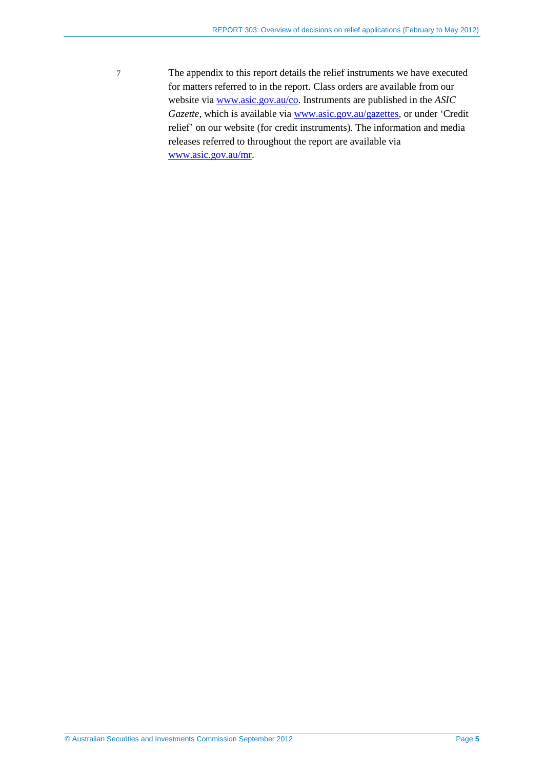7 The appendix to this report details the relief instruments we have executed for matters referred to in the report. Class orders are available from our website via [www.asic.gov.au/co](www.asic.gov.au/co). Instruments are published in the *ASIC Gazette*, which is available via [www.asic.gov.au/gazettes](www.asic.gov.au/gazettes), or under 'Credit relief' on our website (for credit instruments). The information and media releases referred to throughout the report are available via [www.asic.gov.au/mr](www.asic.gov.au/mr).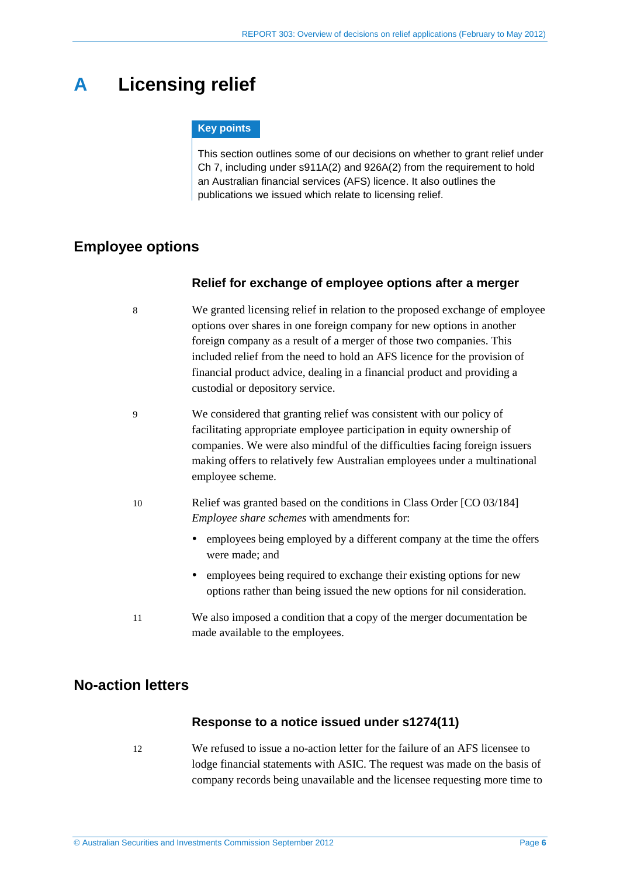# A Licensing relief

**Key points**

This section outlines some of our decisions on whether to grant relief under Ch 7, including under s911A(2) and 926A(2) from the requirement to hold an Australian financial services (AFS) licence. It also outlines the publications we issued which relate to licensing relief.

## Employee options

### Relief for exchange of employee options after a merger

8 We granted licensing relief in relation to the proposed exchange of employee options over shares in one foreign company for new options in another foreign company as a result of a merger of those two companies. This included relief from the need to hold an AFS licence for the provision of financial product advice, dealing in a financial product and providing a custodial or depository service.

9 We considered that granting relief was consistent with our policy of facilitating appropriate employee participation in equity ownership of companies. We were also mindful of the difficulties facing foreign issuers making offers to relatively few Australian employees under a multinational employee scheme.

10 Relief was granted based on the conditions in Class Order [CO 03/184] *Employee share schemes* with amendments for:

- employees being employed by a different company at the time the offers were made; and
- employees being required to exchange their existing options for new options rather than being issued the new options for nil consideration.

11 We also imposed a condition that a copy of the merger documentation be made available to the employees.

## No-action letters

### Response to a notice issued under s1274(11)

12 We refused to issue a no-action letter for the failure of an AFS licensee to lodge financial statements with ASIC. The request was made on the basis of company records being unavailable and the licensee requesting more time to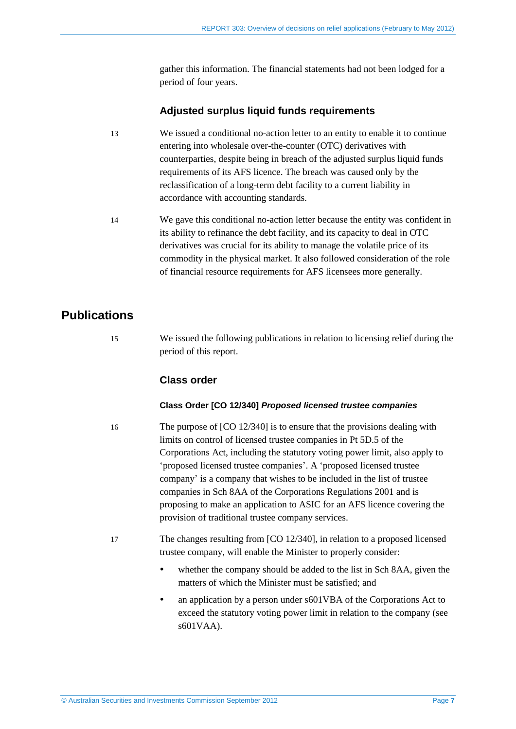gather this information. The financial statements had not been lodged for a period of four years.

### Adjusted surplus liquid funds requirements

13 We issued a conditional no-action letter to an entity to enable it to continue entering into wholesale over-the-counter (OTC) derivatives with counterparties, despite being in breach of the adjusted surplus liquid funds requirements of its AFS licence. The breach was caused only by the reclassification of a long-term debt facility to a current liability in accordance with accounting standards.

14 We gave this conditional no-action letter because the entity was confident in its ability to refinance the debt facility, and its capacity to deal in OTC derivatives was crucial for its ability to manage the volatile price of its commodity in the physical market. It also followed consideration of the role of financial resource requirements for AFS licensees more generally.

## Publications

15 We issued the following publications in relation to licensing relief during the period of this report.

### Class order

#### Class Order [CO 12/340] *Proposed licensed trustee companies*

16 The purpose of [CO 12/340] is to ensure that the provisions dealing with limits on control of licensed trustee companies in Pt 5D.5 of the Corporations Act, including the statutory voting power limit, also apply to 'proposed licensed trustee companies'. A 'proposed licensed trustee company' is a company that wishes to be included in the list of trustee companies in Sch 8AA of the Corporations Regulations 2001 and is proposing to make an application to ASIC for an AFS licence covering the provision of traditional trustee company services.

17 The changes resulting from [CO 12/340], in relation to a proposed licensed trustee company, will enable the Minister to properly consider:

- whether the company should be added to the list in Sch 8AA, given the matters of which the Minister must be satisfied; and
- an application by a person under s601VBA of the Corporations Act to exceed the statutory voting power limit in relation to the company (see s601VAA).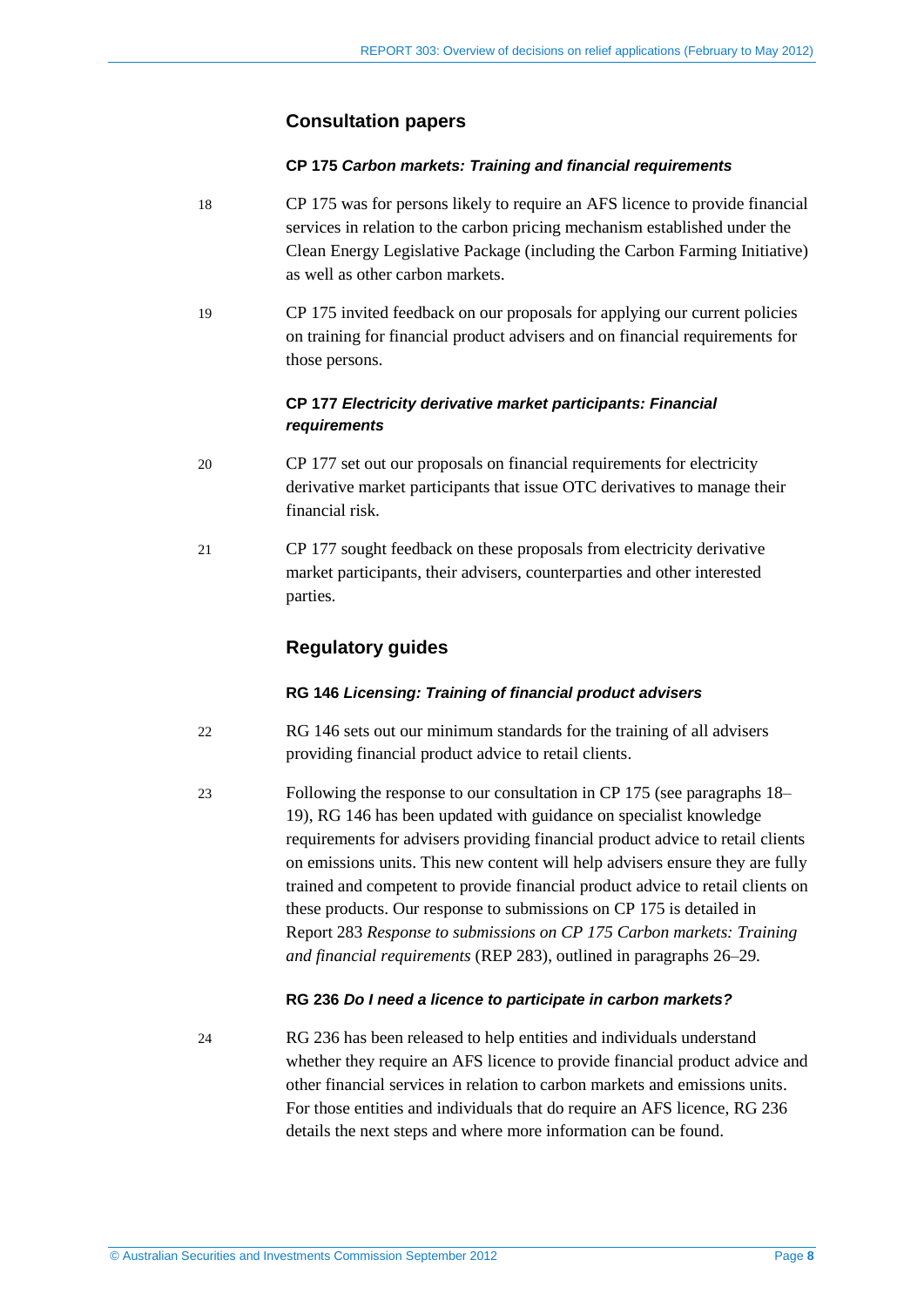## Consultation papers

### CP 175 *Carbon markets: Training and financial requirements*

18 CP 175 was for persons likely to require an AFS licence to provide financial services in relation to the carbon pricing mechanism established under the Clean Energy Legislative Package (including the Carbon Farming Initiative) as well as other carbon markets.

19 CP 175 invited feedback on our proposals for applying our current policies on training for financial product advisers and on financial requirements for those persons.

### CP 177 *Electricity derivative market participants: Financial requirements*

20 CP 177 set out our proposals on financial requirements for electricity derivative market participants that issue OTC derivatives to manage their financial risk.

21 CP 177 sought feedback on these proposals from electricity derivative market participants, their advisers, counterparties and other interested parties.

## Regulatory guides

### RG 146 *Licensing: Training of financial product advisers*

22 RG 146 sets out our minimum standards for the training of all advisers providing financial product advice to retail clients.

23 Following the response to our consultation in CP 175 (see paragraphs 18–19), RG 146 has been updated with guidance on specialist knowledge requirements for advisers providing financial product advice to retail clients on emissions units. This new content will help advisers ensure they are fully trained and competent to provide financial product advice to retail clients on these products. Our response to submissions on CP 175 is detailed in Report 283 *Response to submissions on CP 175 Carbon markets: Training and financial requirements* (REP 283), outlined in paragraphs 26–29.

### RG 236 *Do I need a licence to participate in carbon markets?*

24 RG 236 has been released to help entities and individuals understand whether they require an AFS licence to provide financial product advice and other financial services in relation to carbon markets and emissions units. For those entities and individuals that do require an AFS licence, RG 236 details the next steps and where more information can be found.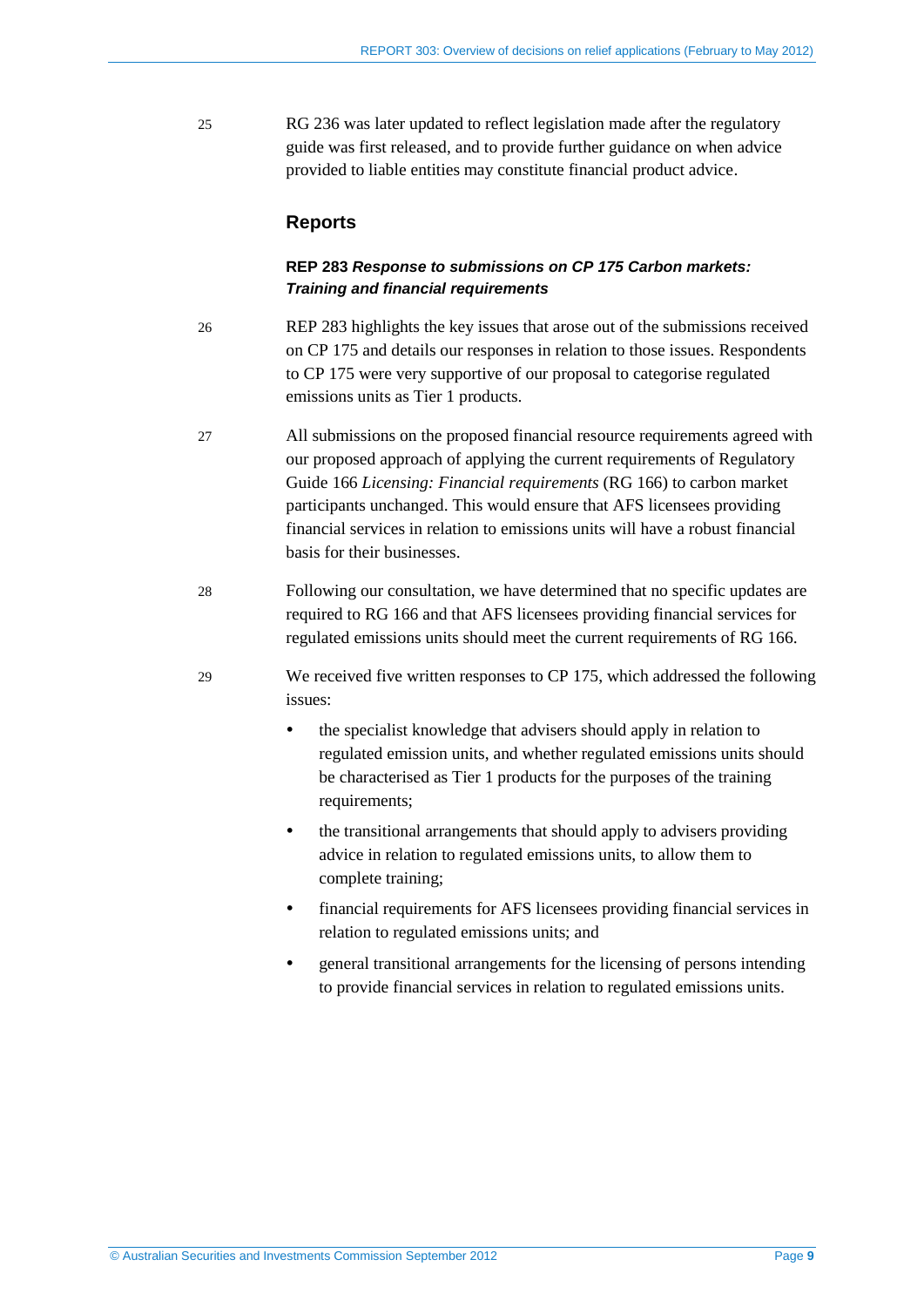25 RG 236 was later updated to reflect legislation made after the regulatory guide was first released, and to provide further guidance on when advice provided to liable entities may constitute financial product advice.

## Reports

### REP 283 *Response to submissions on CP 175 Carbon markets: Training and financial requirements*

26 REP 283 highlights the key issues that arose out of the submissions received on CP 175 and details our responses in relation to those issues. Respondents to CP 175 were very supportive of our proposal to categorise regulated emissions units as Tier 1 products.

27 All submissions on the proposed financial resource requirements agreed with our proposed approach of applying the current requirements of Regulatory Guide 166 *Licensing: Financial requirements* (RG 166) to carbon market participants unchanged. This would ensure that AFS licensees providing financial services in relation to emissions units will have a robust financial basis for their businesses.

28 Following our consultation, we have determined that no specific updates are required to RG 166 and that AFS licensees providing financial services for regulated emissions units should meet the current requirements of RG 166.

29 We received five written responses to CP 175, which addressed the following issues:

- the specialist knowledge that advisers should apply in relation to regulated emission units, and whether regulated emissions units should be characterised as Tier 1 products for the purposes of the training requirements;
- the transitional arrangements that should apply to advisers providing advice in relation to regulated emissions units, to allow them to complete training;
- financial requirements for AFS licensees providing financial services in relation to regulated emissions units; and
- general transitional arrangements for the licensing of persons intending to provide financial services in relation to regulated emissions units.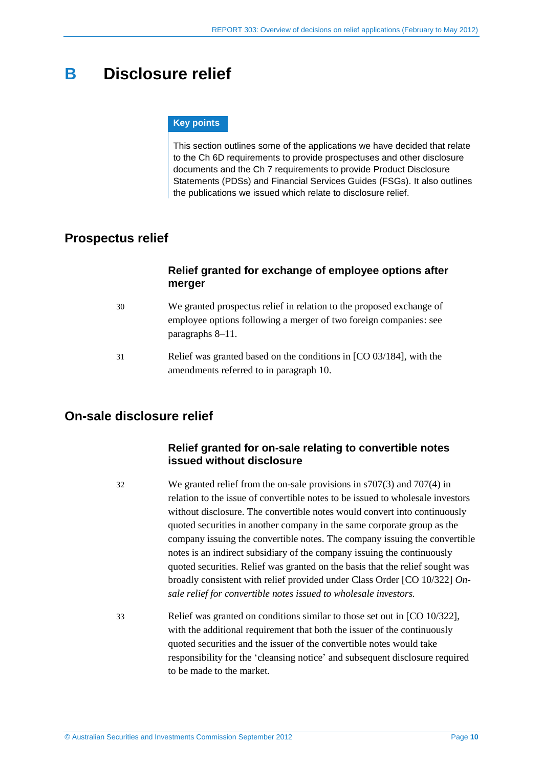# B Disclosure relief

> **Key points**
>
> This section outlines some of the applications we have decided that relate to the Ch 6D requirements to provide prospectuses and other disclosure documents and the Ch 7 requirements to provide Product Disclosure Statements (PDSs) and Financial Services Guides (FSGs). It also outlines the publications we issued which relate to disclosure relief.

## Prospectus relief

### Relief granted for exchange of employee options after merger

30 We granted prospectus relief in relation to the proposed exchange of employee options following a merger of two foreign companies: see paragraphs 8–11.

31 Relief was granted based on the conditions in [CO 03/184], with the amendments referred to in paragraph 10.

## On-sale disclosure relief

### Relief granted for on-sale relating to convertible notes issued without disclosure

32 We granted relief from the on-sale provisions in s707(3) and 707(4) in relation to the issue of convertible notes to be issued to wholesale investors without disclosure. The convertible notes would convert into continuously quoted securities in another company in the same corporate group as the company issuing the convertible notes. The company issuing the convertible notes is an indirect subsidiary of the company issuing the continuously quoted securities. Relief was granted on the basis that the relief sought was broadly consistent with relief provided under Class Order [CO 10/322] *On-sale relief for convertible notes issued to wholesale investors.*

33 Relief was granted on conditions similar to those set out in [CO 10/322], with the additional requirement that both the issuer of the continuously quoted securities and the issuer of the convertible notes would take responsibility for the 'cleansing notice' and subsequent disclosure required to be made to the market.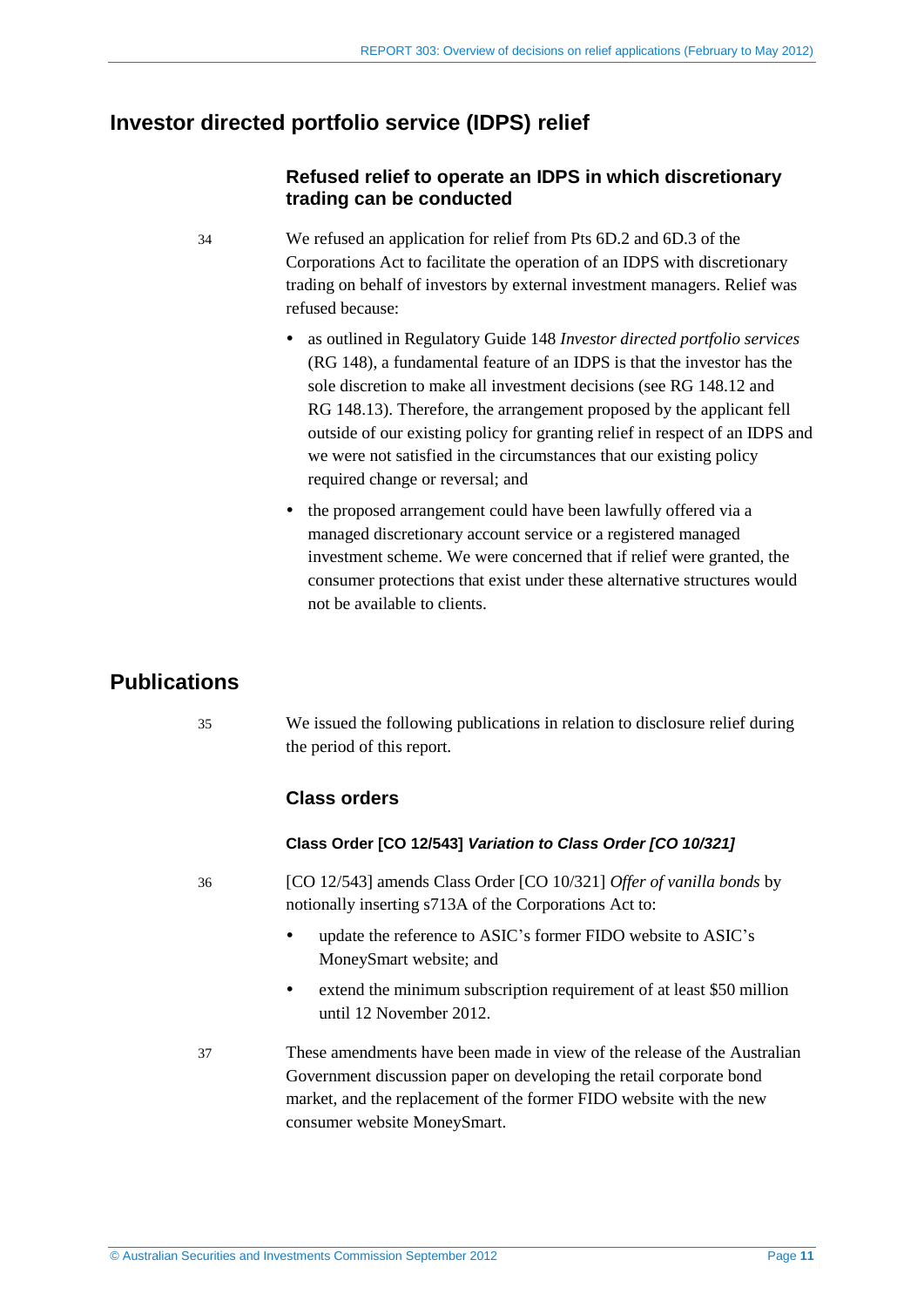## Investor directed portfolio service (IDPS) relief

### Refused relief to operate an IDPS in which discretionary trading can be conducted

34 We refused an application for relief from Pts 6D.2 and 6D.3 of the Corporations Act to facilitate the operation of an IDPS with discretionary trading on behalf of investors by external investment managers. Relief was refused because:

- as outlined in Regulatory Guide 148 *Investor directed portfolio services* (RG 148), a fundamental feature of an IDPS is that the investor has the sole discretion to make all investment decisions (see RG 148.12 and RG 148.13). Therefore, the arrangement proposed by the applicant fell outside of our existing policy for granting relief in respect of an IDPS and we were not satisfied in the circumstances that our existing policy required change or reversal; and
- the proposed arrangement could have been lawfully offered via a managed discretionary account service or a registered managed investment scheme. We were concerned that if relief were granted, the consumer protections that exist under these alternative structures would not be available to clients.

## Publications

35 We issued the following publications in relation to disclosure relief during the period of this report.

### Class orders

#### Class Order [CO 12/543] *Variation to Class Order [CO 10/321]*

36 [CO 12/543] amends Class Order [CO 10/321] *Offer of vanilla bonds* by notionally inserting s713A of the Corporations Act to:

- update the reference to ASIC's former FIDO website to ASIC's MoneySmart website; and
- extend the minimum subscription requirement of at least $50 million until 12 November 2012.

37 These amendments have been made in view of the release of the Australian Government discussion paper on developing the retail corporate bond market, and the replacement of the former FIDO website with the new consumer website MoneySmart.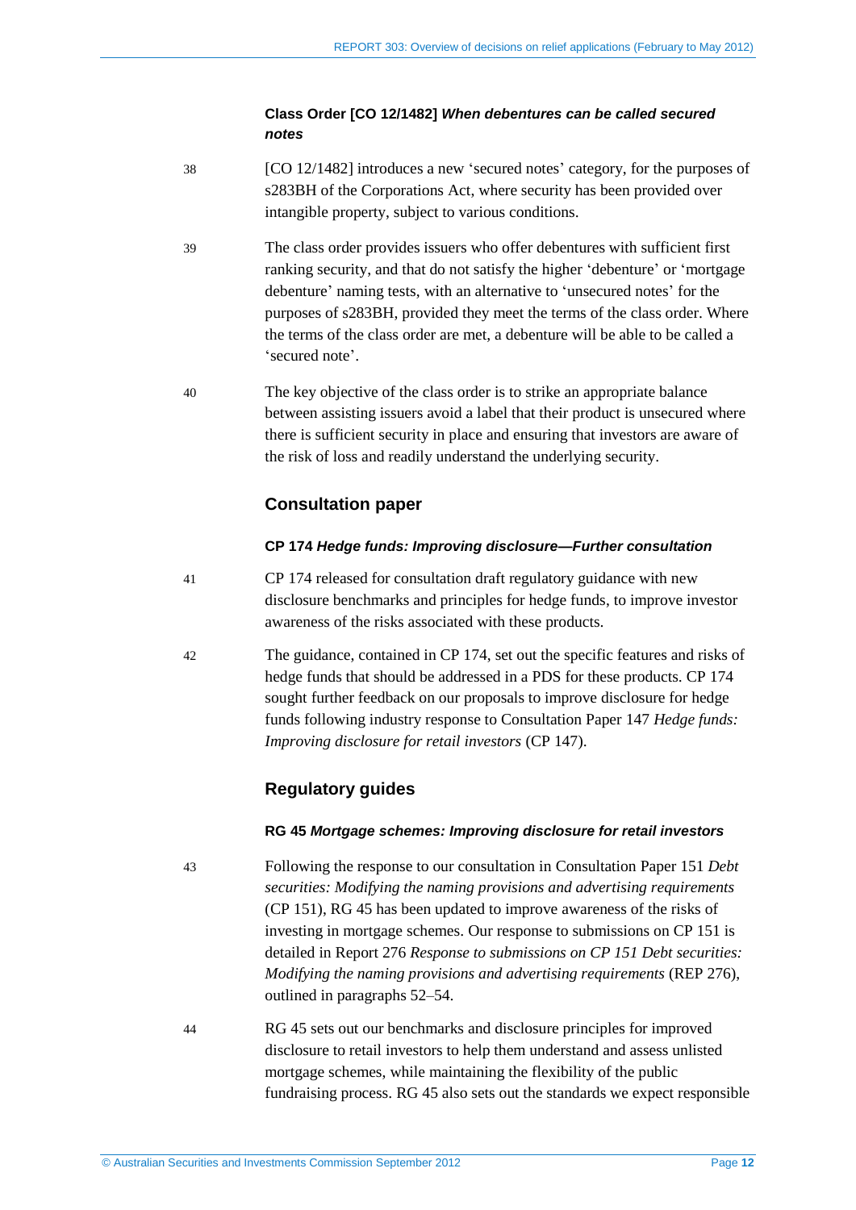#### Class Order [CO 12/1482] *When debentures can be called secured notes*

38 [CO 12/1482] introduces a new 'secured notes' category, for the purposes of s283BH of the Corporations Act, where security has been provided over intangible property, subject to various conditions.

39 The class order provides issuers who offer debentures with sufficient first ranking security, and that do not satisfy the higher 'debenture' or 'mortgage debenture' naming tests, with an alternative to 'unsecured notes' for the purposes of s283BH, provided they meet the terms of the class order. Where the terms of the class order are met, a debenture will be able to be called a 'secured note'.

40 The key objective of the class order is to strike an appropriate balance between assisting issuers avoid a label that their product is unsecured where there is sufficient security in place and ensuring that investors are aware of the risk of loss and readily understand the underlying security.

### Consultation paper

#### CP 174 *Hedge funds: Improving disclosure—Further consultation*

41 CP 174 released for consultation draft regulatory guidance with new disclosure benchmarks and principles for hedge funds, to improve investor awareness of the risks associated with these products.

42 The guidance, contained in CP 174, set out the specific features and risks of hedge funds that should be addressed in a PDS for these products. CP 174 sought further feedback on our proposals to improve disclosure for hedge funds following industry response to Consultation Paper 147 *Hedge funds: Improving disclosure for retail investors* (CP 147).

### Regulatory guides

#### RG 45 *Mortgage schemes: Improving disclosure for retail investors*

43 Following the response to our consultation in Consultation Paper 151 *Debt securities: Modifying the naming provisions and advertising requirements* (CP 151), RG 45 has been updated to improve awareness of the risks of investing in mortgage schemes. Our response to submissions on CP 151 is detailed in Report 276 *Response to submissions on CP 151 Debt securities: Modifying the naming provisions and advertising requirements* (REP 276), outlined in paragraphs 52–54.

44 RG 45 sets out our benchmarks and disclosure principles for improved disclosure to retail investors to help them understand and assess unlisted mortgage schemes, while maintaining the flexibility of the public fundraising process. RG 45 also sets out the standards we expect responsible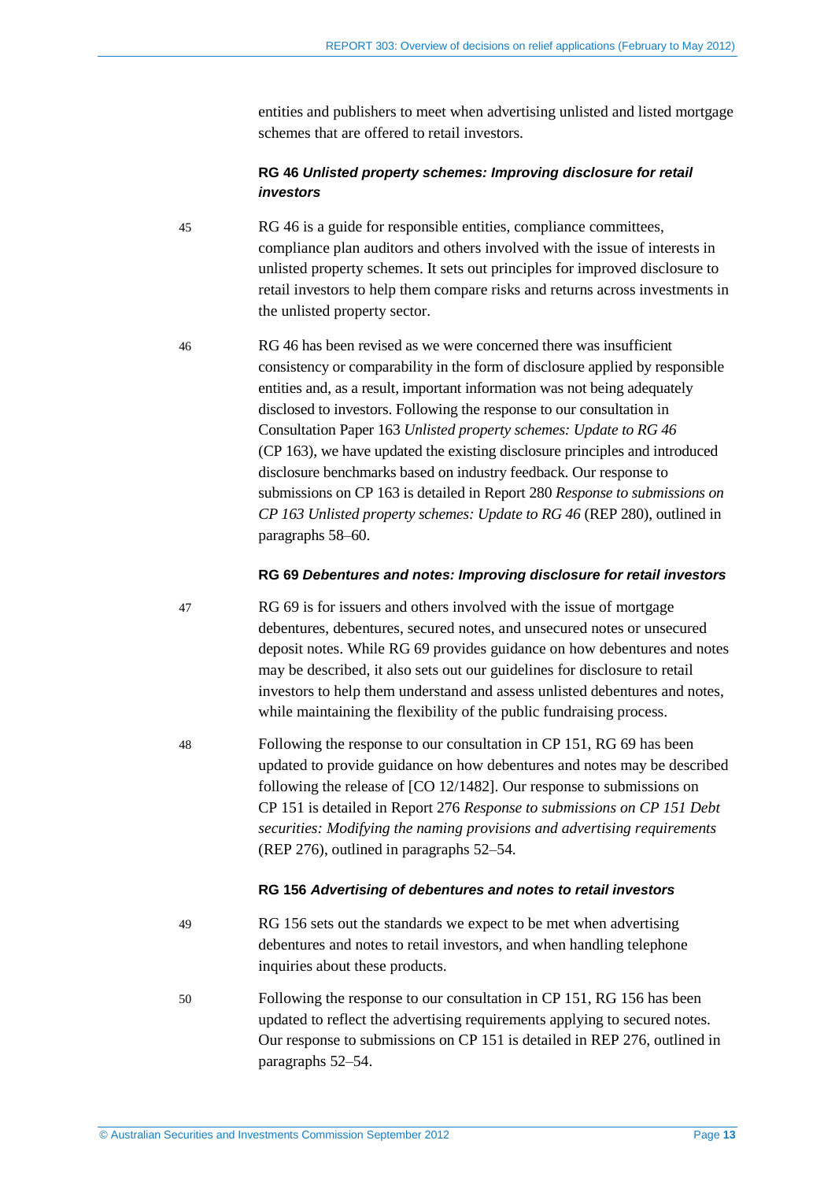entities and publishers to meet when advertising unlisted and listed mortgage schemes that are offered to retail investors.

#### RG 46 *Unlisted property schemes: Improving disclosure for retail investors*

45 RG 46 is a guide for responsible entities, compliance committees, compliance plan auditors and others involved with the issue of interests in unlisted property schemes. It sets out principles for improved disclosure to retail investors to help them compare risks and returns across investments in the unlisted property sector.

46 RG 46 has been revised as we were concerned there was insufficient consistency or comparability in the form of disclosure applied by responsible entities and, as a result, important information was not being adequately disclosed to investors. Following the response to our consultation in Consultation Paper 163 *Unlisted property schemes: Update to RG 46* (CP 163), we have updated the existing disclosure principles and introduced disclosure benchmarks based on industry feedback. Our response to submissions on CP 163 is detailed in Report 280 *Response to submissions on CP 163 Unlisted property schemes: Update to RG 46* (REP 280), outlined in paragraphs 58–60.

#### RG 69 *Debentures and notes: Improving disclosure for retail investors*

47 RG 69 is for issuers and others involved with the issue of mortgage debentures, debentures, secured notes, and unsecured notes or unsecured deposit notes. While RG 69 provides guidance on how debentures and notes may be described, it also sets out our guidelines for disclosure to retail investors to help them understand and assess unlisted debentures and notes, while maintaining the flexibility of the public fundraising process.

48 Following the response to our consultation in CP 151, RG 69 has been updated to provide guidance on how debentures and notes may be described following the release of [CO 12/1482]. Our response to submissions on CP 151 is detailed in Report 276 *Response to submissions on CP 151 Debt securities: Modifying the naming provisions and advertising requirements* (REP 276), outlined in paragraphs 52–54.

#### RG 156 *Advertising of debentures and notes to retail investors*

49 RG 156 sets out the standards we expect to be met when advertising debentures and notes to retail investors, and when handling telephone inquiries about these products.

50 Following the response to our consultation in CP 151, RG 156 has been updated to reflect the advertising requirements applying to secured notes. Our response to submissions on CP 151 is detailed in REP 276, outlined in paragraphs 52–54.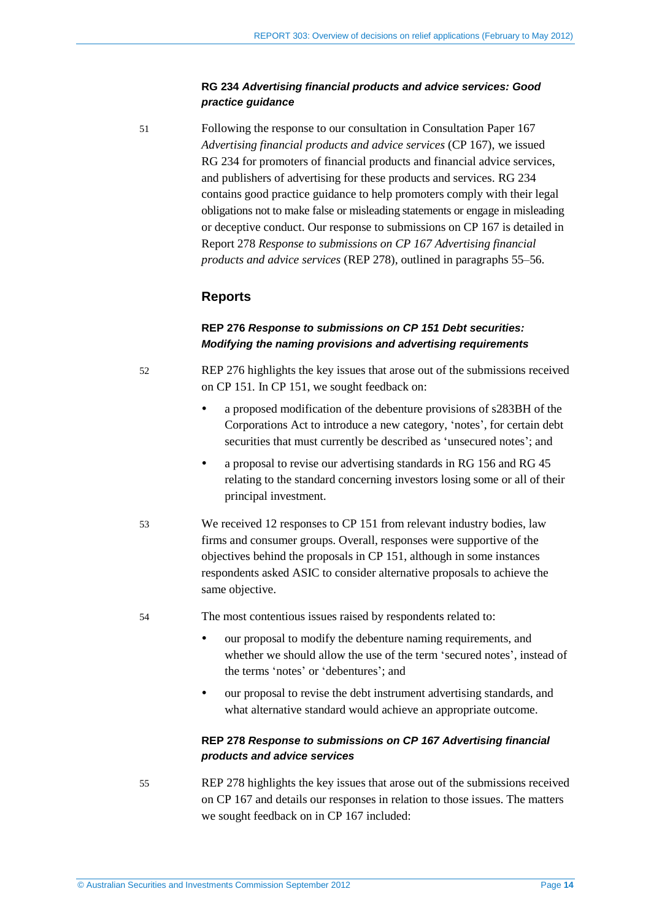#### RG 234 *Advertising financial products and advice services: Good practice guidance*

51 Following the response to our consultation in Consultation Paper 167 *Advertising financial products and advice services* (CP 167), we issued RG 234 for promoters of financial products and financial advice services, and publishers of advertising for these products and services. RG 234 contains good practice guidance to help promoters comply with their legal obligations not to make false or misleading statements or engage in misleading or deceptive conduct. Our response to submissions on CP 167 is detailed in Report 278 *Response to submissions on CP 167 Advertising financial products and advice services* (REP 278), outlined in paragraphs 55–56.

### Reports

#### REP 276 *Response to submissions on CP 151 Debt securities: Modifying the naming provisions and advertising requirements*

52 REP 276 highlights the key issues that arose out of the submissions received on CP 151. In CP 151, we sought feedback on:

- a proposed modification of the debenture provisions of s283BH of the Corporations Act to introduce a new category, 'notes', for certain debt securities that must currently be described as 'unsecured notes'; and
- a proposal to revise our advertising standards in RG 156 and RG 45 relating to the standard concerning investors losing some or all of their principal investment.

53 We received 12 responses to CP 151 from relevant industry bodies, law firms and consumer groups. Overall, responses were supportive of the objectives behind the proposals in CP 151, although in some instances respondents asked ASIC to consider alternative proposals to achieve the same objective.

54 The most contentious issues raised by respondents related to:

- our proposal to modify the debenture naming requirements, and whether we should allow the use of the term 'secured notes', instead of the terms 'notes' or 'debentures'; and
- our proposal to revise the debt instrument advertising standards, and what alternative standard would achieve an appropriate outcome.

#### REP 278 *Response to submissions on CP 167 Advertising financial products and advice services*

55 REP 278 highlights the key issues that arose out of the submissions received on CP 167 and details our responses in relation to those issues. The matters we sought feedback on in CP 167 included: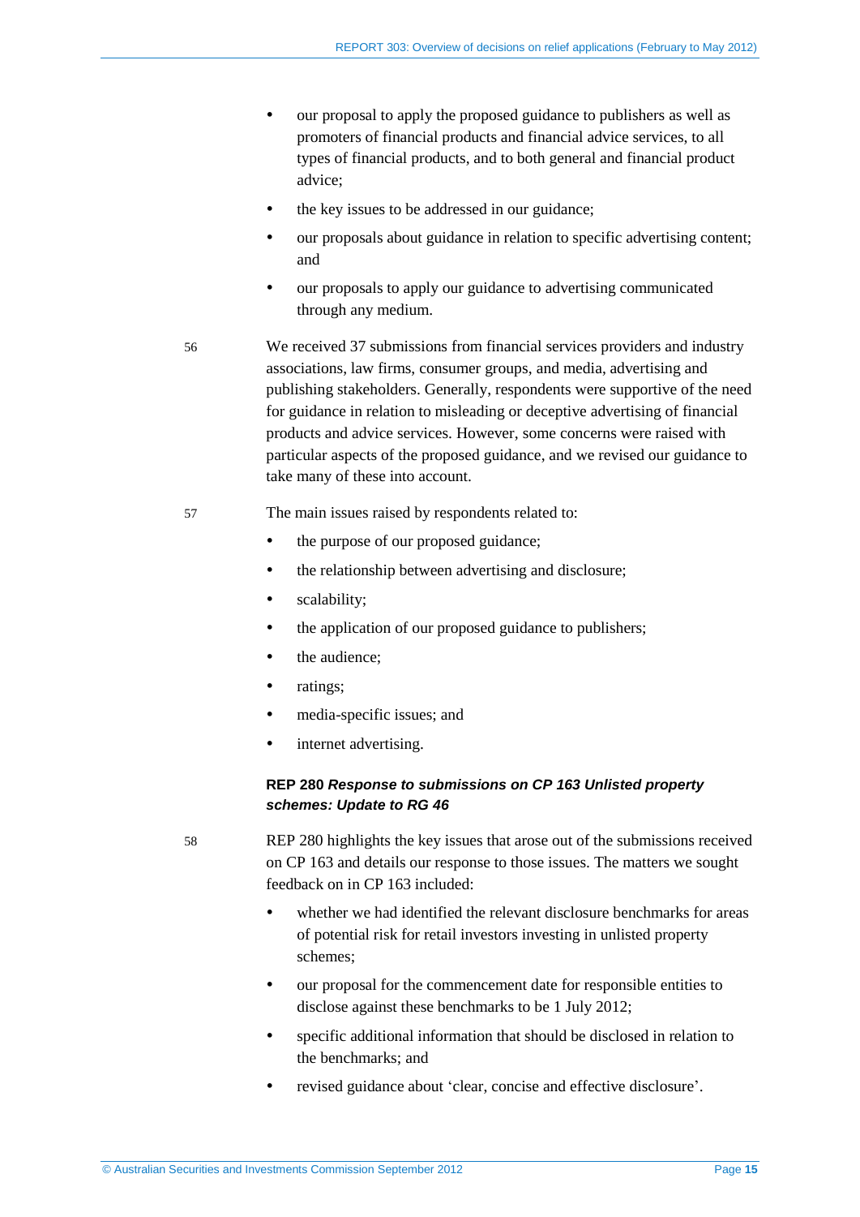- our proposal to apply the proposed guidance to publishers as well as promoters of financial products and financial advice services, to all types of financial products, and to both general and financial product advice;
- the key issues to be addressed in our guidance;
- our proposals about guidance in relation to specific advertising content; and
- our proposals to apply our guidance to advertising communicated through any medium.

56 We received 37 submissions from financial services providers and industry associations, law firms, consumer groups, and media, advertising and publishing stakeholders. Generally, respondents were supportive of the need for guidance in relation to misleading or deceptive advertising of financial products and advice services. However, some concerns were raised with particular aspects of the proposed guidance, and we revised our guidance to take many of these into account.

57 The main issues raised by respondents related to:

- the purpose of our proposed guidance;
- the relationship between advertising and disclosure;
- scalability;
- the application of our proposed guidance to publishers;
- the audience;
- ratings;
- media-specific issues; and
- internet advertising.

**REP 280 *Response to submissions on CP 163 Unlisted property schemes: Update to RG 46***

58 REP 280 highlights the key issues that arose out of the submissions received on CP 163 and details our response to those issues. The matters we sought feedback on in CP 163 included:

- whether we had identified the relevant disclosure benchmarks for areas of potential risk for retail investors investing in unlisted property schemes;
- our proposal for the commencement date for responsible entities to disclose against these benchmarks to be 1 July 2012;
- specific additional information that should be disclosed in relation to the benchmarks; and
- revised guidance about 'clear, concise and effective disclosure'.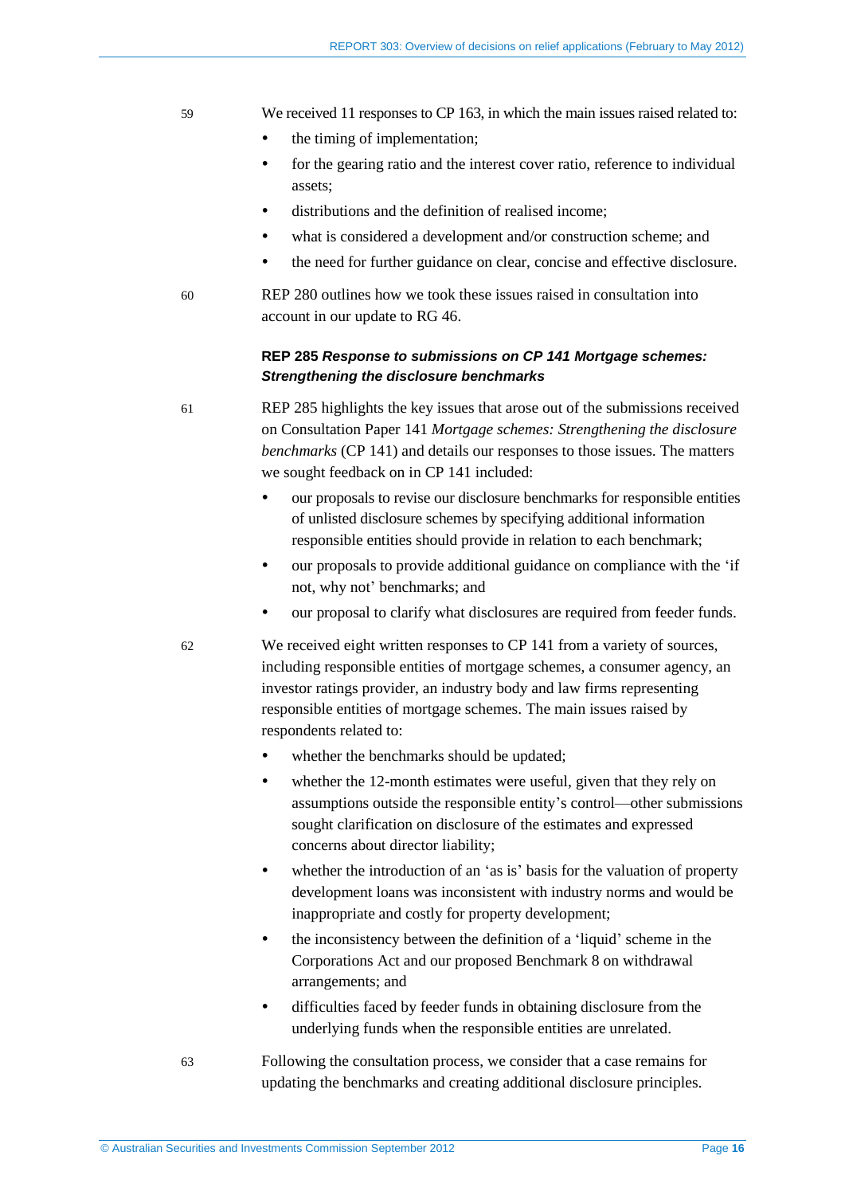59 We received 11 responses to CP 163, in which the main issues raised related to:

- the timing of implementation;
- for the gearing ratio and the interest cover ratio, reference to individual assets;
- distributions and the definition of realised income;
- what is considered a development and/or construction scheme; and
- the need for further guidance on clear, concise and effective disclosure.

60 REP 280 outlines how we took these issues raised in consultation into account in our update to RG 46.

### REP 285 *Response to submissions on CP 141 Mortgage schemes: Strengthening the disclosure benchmarks*

61 REP 285 highlights the key issues that arose out of the submissions received on Consultation Paper 141 *Mortgage schemes: Strengthening the disclosure benchmarks* (CP 141) and details our responses to those issues. The matters we sought feedback on in CP 141 included:

- our proposals to revise our disclosure benchmarks for responsible entities of unlisted disclosure schemes by specifying additional information responsible entities should provide in relation to each benchmark;
- our proposals to provide additional guidance on compliance with the 'if not, why not' benchmarks; and
- our proposal to clarify what disclosures are required from feeder funds.

62 We received eight written responses to CP 141 from a variety of sources, including responsible entities of mortgage schemes, a consumer agency, an investor ratings provider, an industry body and law firms representing responsible entities of mortgage schemes. The main issues raised by respondents related to:

- whether the benchmarks should be updated;
- whether the 12-month estimates were useful, given that they rely on assumptions outside the responsible entity's control—other submissions sought clarification on disclosure of the estimates and expressed concerns about director liability;
- whether the introduction of an 'as is' basis for the valuation of property development loans was inconsistent with industry norms and would be inappropriate and costly for property development;
- the inconsistency between the definition of a 'liquid' scheme in the Corporations Act and our proposed Benchmark 8 on withdrawal arrangements; and
- difficulties faced by feeder funds in obtaining disclosure from the underlying funds when the responsible entities are unrelated.

63 Following the consultation process, we consider that a case remains for updating the benchmarks and creating additional disclosure principles.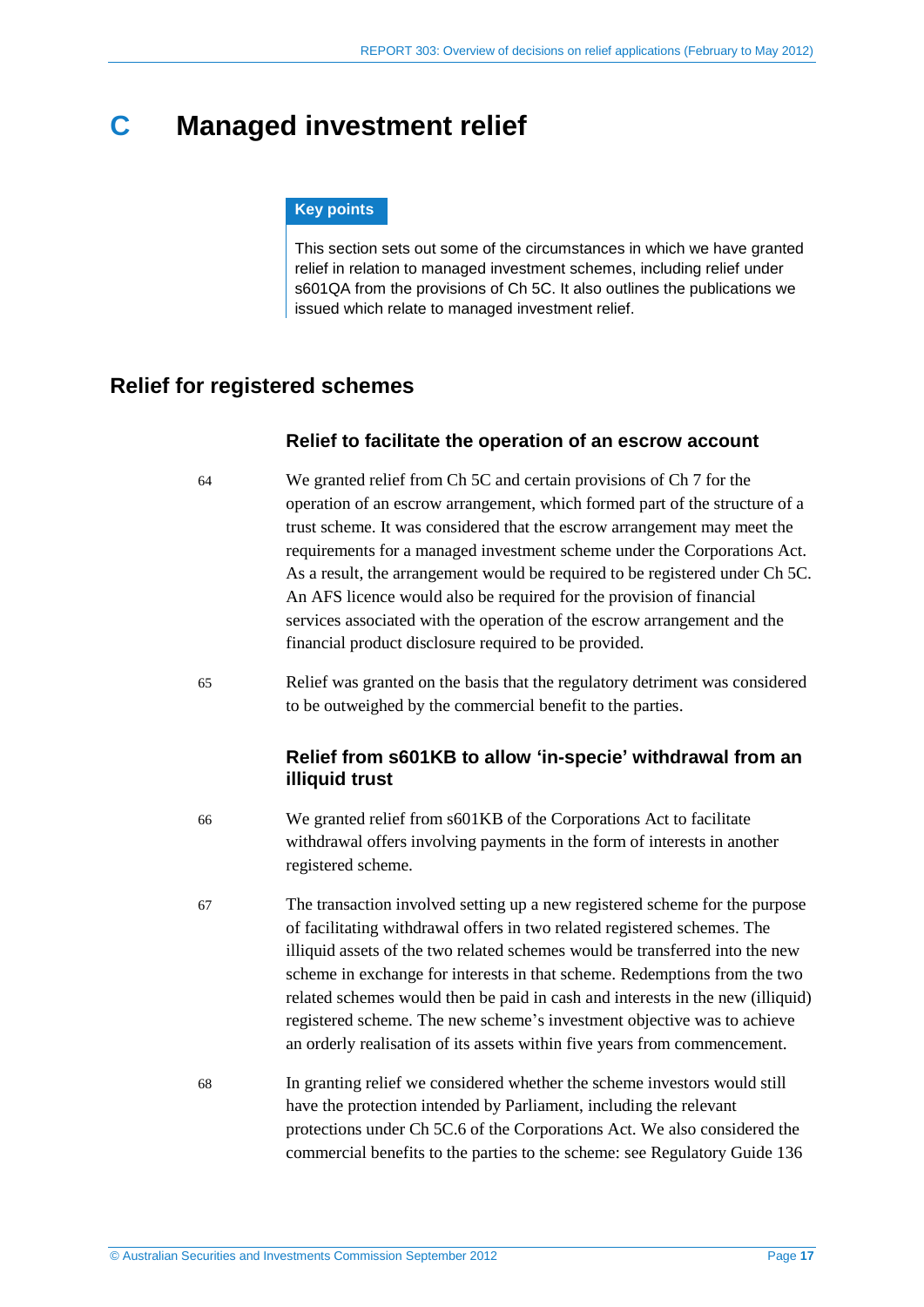# C Managed investment relief

> **Key points**
>
> This section sets out some of the circumstances in which we have granted relief in relation to managed investment schemes, including relief under s601QA from the provisions of Ch 5C. It also outlines the publications we issued which relate to managed investment relief.

## Relief for registered schemes

### Relief to facilitate the operation of an escrow account

64 We granted relief from Ch 5C and certain provisions of Ch 7 for the operation of an escrow arrangement, which formed part of the structure of a trust scheme. It was considered that the escrow arrangement may meet the requirements for a managed investment scheme under the Corporations Act. As a result, the arrangement would be required to be registered under Ch 5C. An AFS licence would also be required for the provision of financial services associated with the operation of the escrow arrangement and the financial product disclosure required to be provided.

65 Relief was granted on the basis that the regulatory detriment was considered to be outweighed by the commercial benefit to the parties.

### Relief from s601KB to allow 'in-specie' withdrawal from an illiquid trust

66 We granted relief from s601KB of the Corporations Act to facilitate withdrawal offers involving payments in the form of interests in another registered scheme.

67 The transaction involved setting up a new registered scheme for the purpose of facilitating withdrawal offers in two related registered schemes. The illiquid assets of the two related schemes would be transferred into the new scheme in exchange for interests in that scheme. Redemptions from the two related schemes would then be paid in cash and interests in the new (illiquid) registered scheme. The new scheme's investment objective was to achieve an orderly realisation of its assets within five years from commencement.

68 In granting relief we considered whether the scheme investors would still have the protection intended by Parliament, including the relevant protections under Ch 5C.6 of the Corporations Act. We also considered the commercial benefits to the parties to the scheme: see Regulatory Guide 136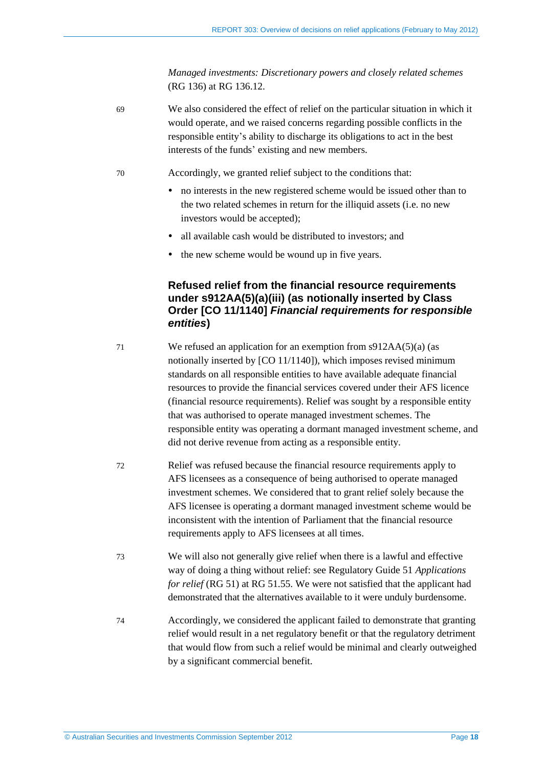*Managed investments: Discretionary powers and closely related schemes* (RG 136) at RG 136.12.

69 We also considered the effect of relief on the particular situation in which it would operate, and we raised concerns regarding possible conflicts in the responsible entity's ability to discharge its obligations to act in the best interests of the funds' existing and new members.

70 Accordingly, we granted relief subject to the conditions that:

- no interests in the new registered scheme would be issued other than to the two related schemes in return for the illiquid assets (i.e. no new investors would be accepted);
- all available cash would be distributed to investors; and
- the new scheme would be wound up in five years.

### Refused relief from the financial resource requirements under s912AA(5)(a)(iii) (as notionally inserted by Class Order [CO 11/1140] *Financial requirements for responsible entities*)

71 We refused an application for an exemption from s912AA(5)(a) (as notionally inserted by [CO 11/1140]), which imposes revised minimum standards on all responsible entities to have available adequate financial resources to provide the financial services covered under their AFS licence (financial resource requirements). Relief was sought by a responsible entity that was authorised to operate managed investment schemes. The responsible entity was operating a dormant managed investment scheme, and did not derive revenue from acting as a responsible entity.

72 Relief was refused because the financial resource requirements apply to AFS licensees as a consequence of being authorised to operate managed investment schemes. We considered that to grant relief solely because the AFS licensee is operating a dormant managed investment scheme would be inconsistent with the intention of Parliament that the financial resource requirements apply to AFS licensees at all times.

73 We will also not generally give relief when there is a lawful and effective way of doing a thing without relief: see Regulatory Guide 51 *Applications for relief* (RG 51) at RG 51.55. We were not satisfied that the applicant had demonstrated that the alternatives available to it were unduly burdensome.

74 Accordingly, we considered the applicant failed to demonstrate that granting relief would result in a net regulatory benefit or that the regulatory detriment that would flow from such a relief would be minimal and clearly outweighed by a significant commercial benefit.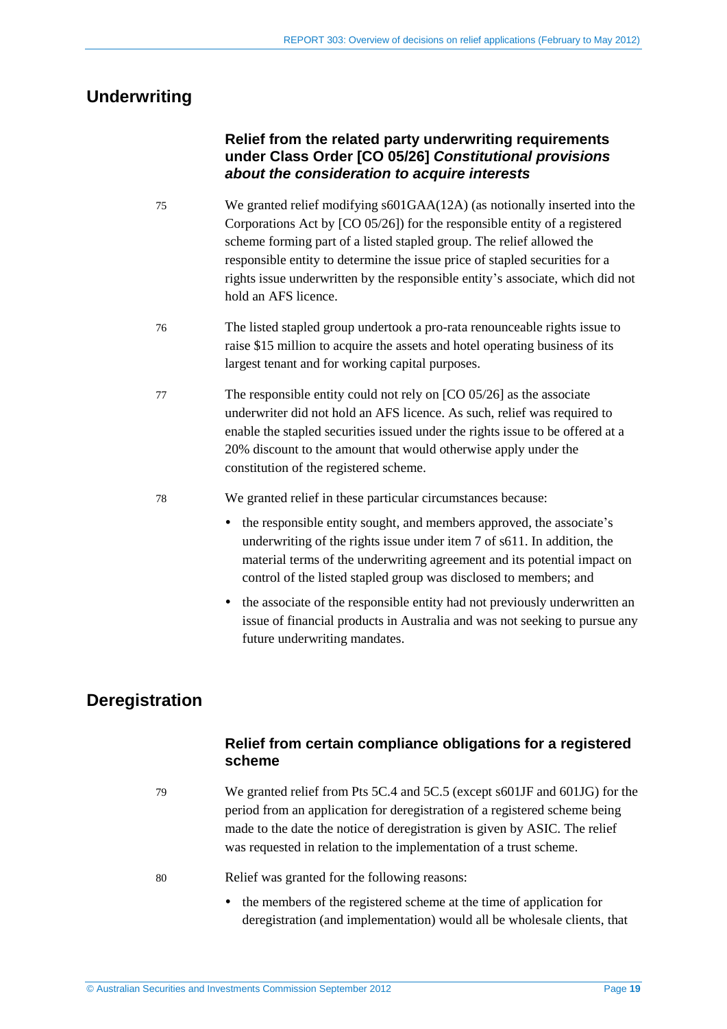## Underwriting

### Relief from the related party underwriting requirements under Class Order [CO 05/26] *Constitutional provisions about the consideration to acquire interests*

75 We granted relief modifying s601GAA(12A) (as notionally inserted into the Corporations Act by [CO 05/26]) for the responsible entity of a registered scheme forming part of a listed stapled group. The relief allowed the responsible entity to determine the issue price of stapled securities for a rights issue underwritten by the responsible entity's associate, which did not hold an AFS licence.

76 The listed stapled group undertook a pro-rata renounceable rights issue to raise $15 million to acquire the assets and hotel operating business of its largest tenant and for working capital purposes.

77 The responsible entity could not rely on [CO 05/26] as the associate underwriter did not hold an AFS licence. As such, relief was required to enable the stapled securities issued under the rights issue to be offered at a 20% discount to the amount that would otherwise apply under the constitution of the registered scheme.

78 We granted relief in these particular circumstances because:

- the responsible entity sought, and members approved, the associate's underwriting of the rights issue under item 7 of s611. In addition, the material terms of the underwriting agreement and its potential impact on control of the listed stapled group was disclosed to members; and
- the associate of the responsible entity had not previously underwritten an issue of financial products in Australia and was not seeking to pursue any future underwriting mandates.

## Deregistration

### Relief from certain compliance obligations for a registered scheme

79 We granted relief from Pts 5C.4 and 5C.5 (except s601JF and 601JG) for the period from an application for deregistration of a registered scheme being made to the date the notice of deregistration is given by ASIC. The relief was requested in relation to the implementation of a trust scheme.

80 Relief was granted for the following reasons:

- the members of the registered scheme at the time of application for deregistration (and implementation) would all be wholesale clients, that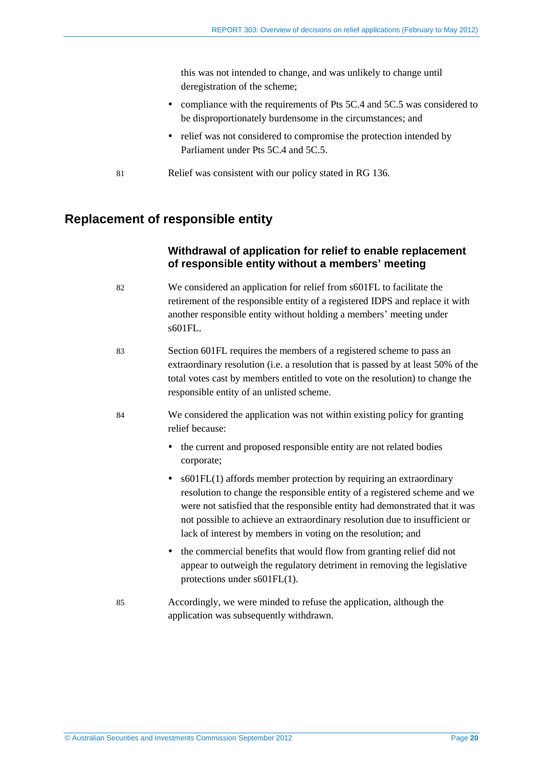this was not intended to change, and was unlikely to change until deregistration of the scheme;

- compliance with the requirements of Pts 5C.4 and 5C.5 was considered to be disproportionately burdensome in the circumstances; and
- relief was not considered to compromise the protection intended by Parliament under Pts 5C.4 and 5C.5.

81 Relief was consistent with our policy stated in RG 136.

## Replacement of responsible entity

### Withdrawal of application for relief to enable replacement of responsible entity without a members' meeting

82 We considered an application for relief from s601FL to facilitate the retirement of the responsible entity of a registered IDPS and replace it with another responsible entity without holding a members' meeting under s601FL.

83 Section 601FL requires the members of a registered scheme to pass an extraordinary resolution (i.e. a resolution that is passed by at least 50% of the total votes cast by members entitled to vote on the resolution) to change the responsible entity of an unlisted scheme.

84 We considered the application was not within existing policy for granting relief because:

- the current and proposed responsible entity are not related bodies corporate;
- s601FL(1) affords member protection by requiring an extraordinary resolution to change the responsible entity of a registered scheme and we were not satisfied that the responsible entity had demonstrated that it was not possible to achieve an extraordinary resolution due to insufficient or lack of interest by members in voting on the resolution; and
- the commercial benefits that would flow from granting relief did not appear to outweigh the regulatory detriment in removing the legislative protections under s601FL(1).

85 Accordingly, we were minded to refuse the application, although the application was subsequently withdrawn.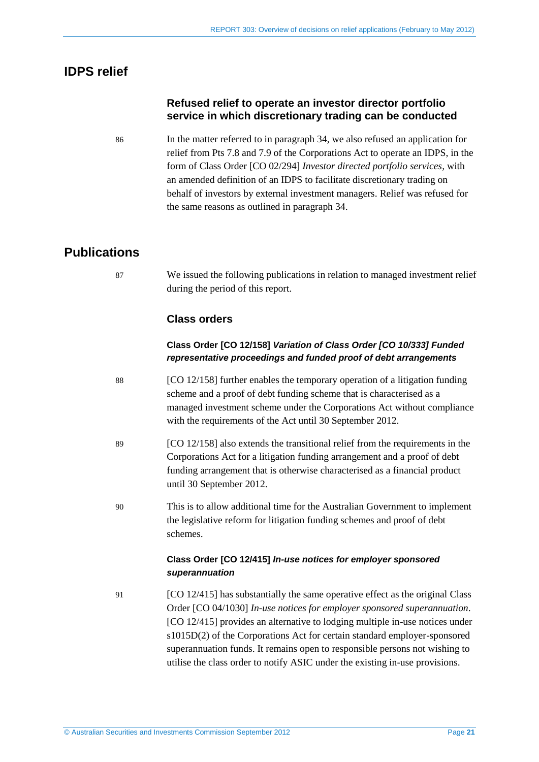## IDPS relief

### Refused relief to operate an investor director portfolio service in which discretionary trading can be conducted

86 In the matter referred to in paragraph 34, we also refused an application for relief from Pts 7.8 and 7.9 of the Corporations Act to operate an IDPS, in the form of Class Order [CO 02/294] *Investor directed portfolio services*, with an amended definition of an IDPS to facilitate discretionary trading on behalf of investors by external investment managers. Relief was refused for the same reasons as outlined in paragraph 34.

## Publications

87 We issued the following publications in relation to managed investment relief during the period of this report.

### Class orders

#### Class Order [CO 12/158] *Variation of Class Order [CO 10/333] Funded representative proceedings and funded proof of debt arrangements*

88 [CO 12/158] further enables the temporary operation of a litigation funding scheme and a proof of debt funding scheme that is characterised as a managed investment scheme under the Corporations Act without compliance with the requirements of the Act until 30 September 2012.

89 [CO 12/158] also extends the transitional relief from the requirements in the Corporations Act for a litigation funding arrangement and a proof of debt funding arrangement that is otherwise characterised as a financial product until 30 September 2012.

90 This is to allow additional time for the Australian Government to implement the legislative reform for litigation funding schemes and proof of debt schemes.

#### Class Order [CO 12/415] *In-use notices for employer sponsored superannuation*

91 [CO 12/415] has substantially the same operative effect as the original Class Order [CO 04/1030] *In-use notices for employer sponsored superannuation*. [CO 12/415] provides an alternative to lodging multiple in-use notices under s1015D(2) of the Corporations Act for certain standard employer-sponsored superannuation funds. It remains open to responsible persons not wishing to utilise the class order to notify ASIC under the existing in-use provisions.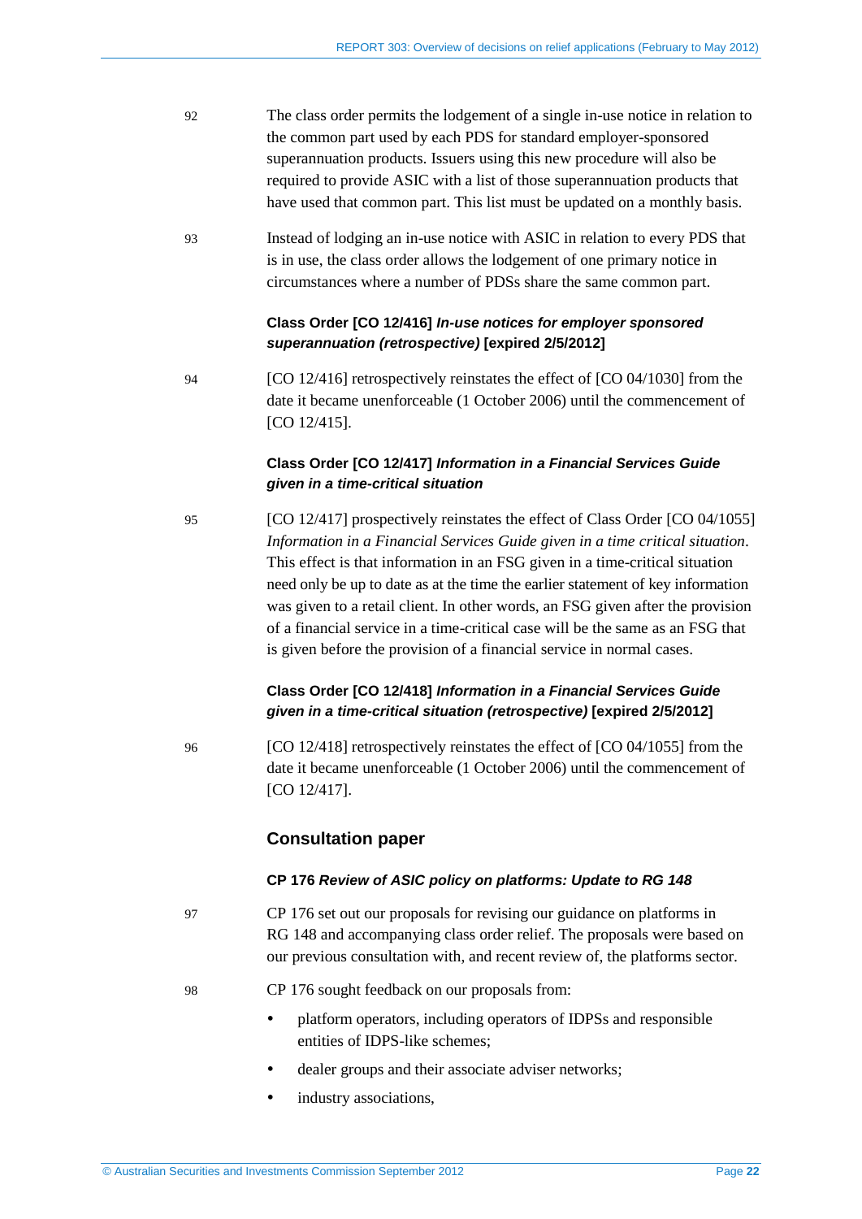92 The class order permits the lodgement of a single in-use notice in relation to the common part used by each PDS for standard employer-sponsored superannuation products. Issuers using this new procedure will also be required to provide ASIC with a list of those superannuation products that have used that common part. This list must be updated on a monthly basis.

93 Instead of lodging an in-use notice with ASIC in relation to every PDS that is in use, the class order allows the lodgement of one primary notice in circumstances where a number of PDSs share the same common part.

**Class Order [CO 12/416]** ***In-use notices for employer sponsored superannuation (retrospective)*** **[expired 2/5/2012]**

94 [CO 12/416] retrospectively reinstates the effect of [CO 04/1030] from the date it became unenforceable (1 October 2006) until the commencement of [CO 12/415].

**Class Order [CO 12/417]** ***Information in a Financial Services Guide given in a time-critical situation***

95 [CO 12/417] prospectively reinstates the effect of Class Order [CO 04/1055] *Information in a Financial Services Guide given in a time critical situation*. This effect is that information in an FSG given in a time-critical situation need only be up to date as at the time the earlier statement of key information was given to a retail client. In other words, an FSG given after the provision of a financial service in a time-critical case will be the same as an FSG that is given before the provision of a financial service in normal cases.

**Class Order [CO 12/418]** ***Information in a Financial Services Guide given in a time-critical situation (retrospective)*** **[expired 2/5/2012]**

96 [CO 12/418] retrospectively reinstates the effect of [CO 04/1055] from the date it became unenforceable (1 October 2006) until the commencement of [CO 12/417].

## Consultation paper

**CP 176** ***Review of ASIC policy on platforms: Update to RG 148***

97 CP 176 set out our proposals for revising our guidance on platforms in RG 148 and accompanying class order relief. The proposals were based on our previous consultation with, and recent review of, the platforms sector.

98 CP 176 sought feedback on our proposals from:

- platform operators, including operators of IDPSs and responsible entities of IDPS-like schemes;
- dealer groups and their associate adviser networks;
- industry associations,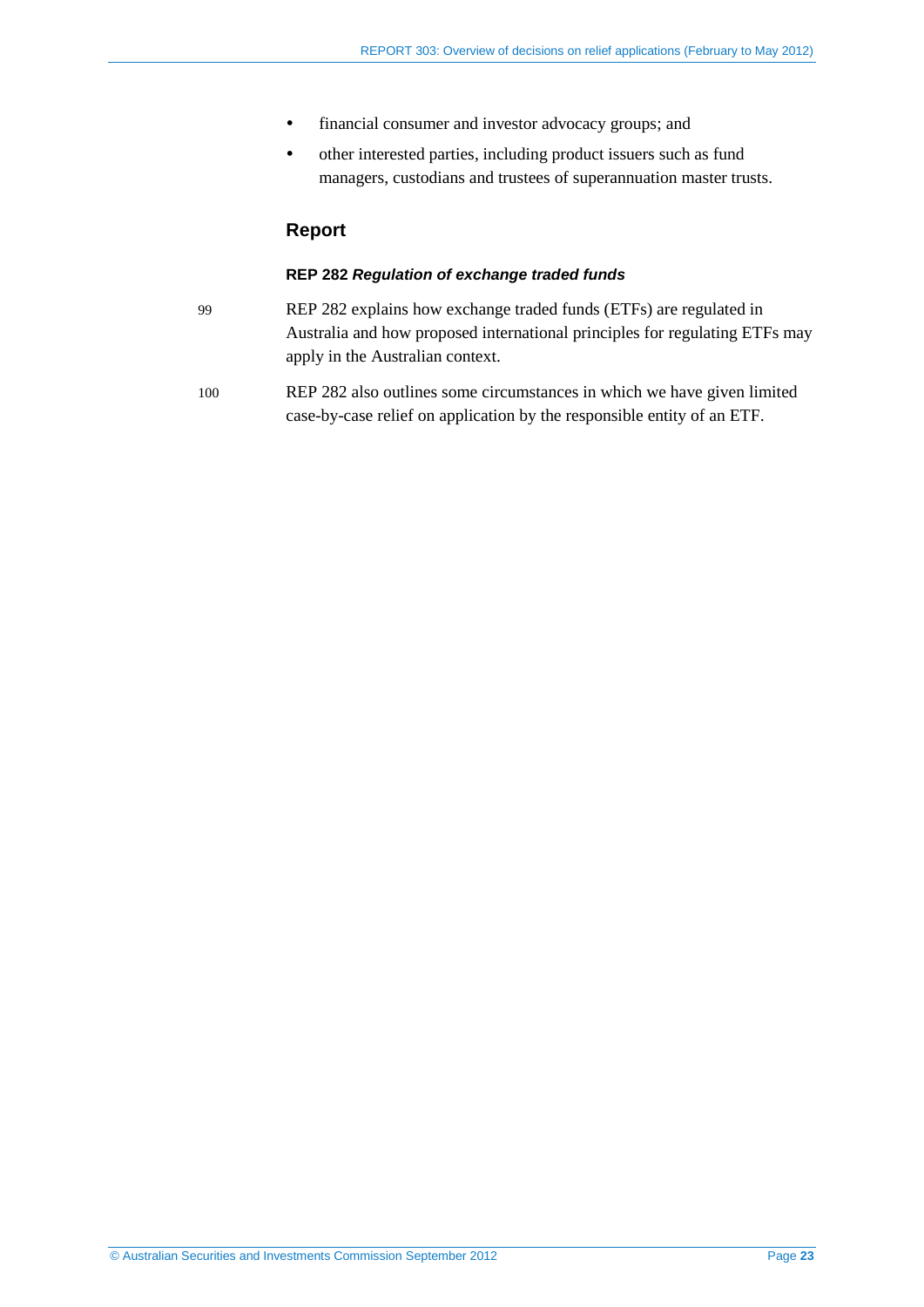- financial consumer and investor advocacy groups; and
- other interested parties, including product issuers such as fund managers, custodians and trustees of superannuation master trusts.

## Report

### REP 282 *Regulation of exchange traded funds*

99 REP 282 explains how exchange traded funds (ETFs) are regulated in Australia and how proposed international principles for regulating ETFs may apply in the Australian context.

100 REP 282 also outlines some circumstances in which we have given limited case-by-case relief on application by the responsible entity of an ETF.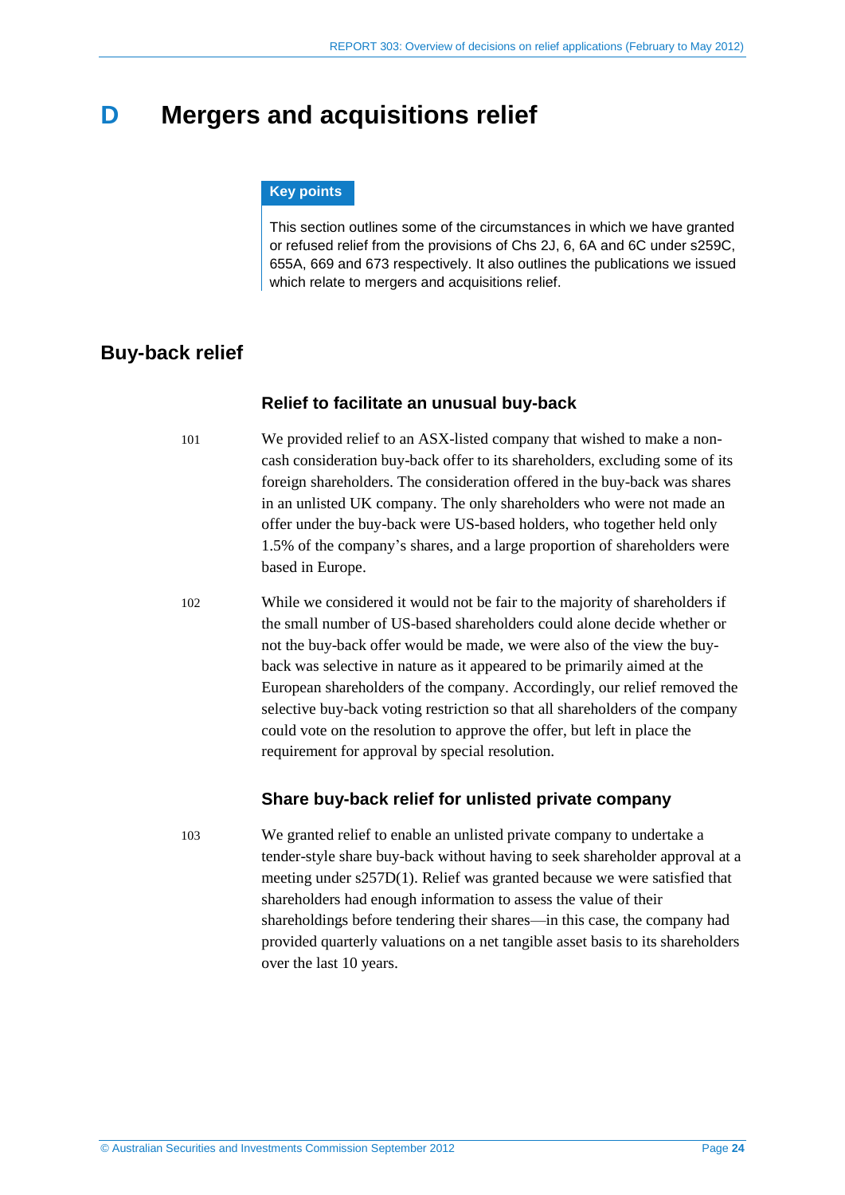# D Mergers and acquisitions relief

**Key points**

This section outlines some of the circumstances in which we have granted or refused relief from the provisions of Chs 2J, 6, 6A and 6C under s259C, 655A, 669 and 673 respectively. It also outlines the publications we issued which relate to mergers and acquisitions relief.

## Buy-back relief

### Relief to facilitate an unusual buy-back

101 We provided relief to an ASX-listed company that wished to make a non-cash consideration buy-back offer to its shareholders, excluding some of its foreign shareholders. The consideration offered in the buy-back was shares in an unlisted UK company. The only shareholders who were not made an offer under the buy-back were US-based holders, who together held only 1.5% of the company's shares, and a large proportion of shareholders were based in Europe.

102 While we considered it would not be fair to the majority of shareholders if the small number of US-based shareholders could alone decide whether or not the buy-back offer would be made, we were also of the view the buy-back was selective in nature as it appeared to be primarily aimed at the European shareholders of the company. Accordingly, our relief removed the selective buy-back voting restriction so that all shareholders of the company could vote on the resolution to approve the offer, but left in place the requirement for approval by special resolution.

### Share buy-back relief for unlisted private company

103 We granted relief to enable an unlisted private company to undertake a tender-style share buy-back without having to seek shareholder approval at a meeting under s257D(1). Relief was granted because we were satisfied that shareholders had enough information to assess the value of their shareholdings before tendering their shares—in this case, the company had provided quarterly valuations on a net tangible asset basis to its shareholders over the last 10 years.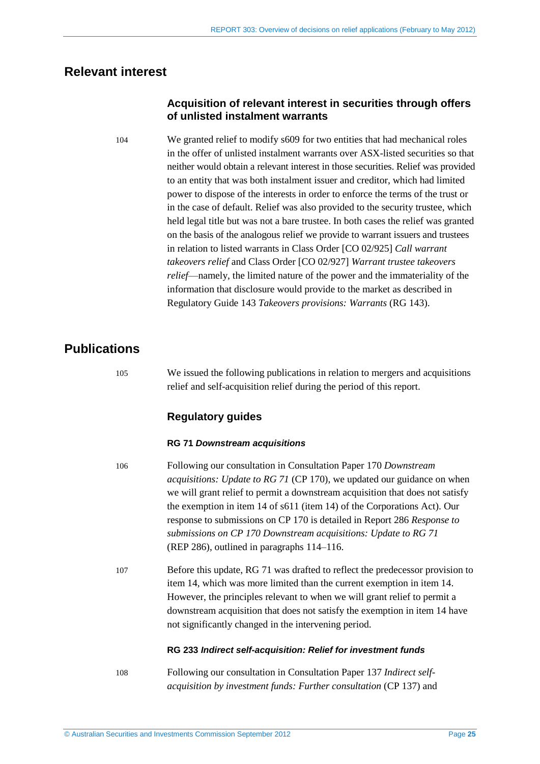## Relevant interest

### Acquisition of relevant interest in securities through offers of unlisted instalment warrants

104 We granted relief to modify s609 for two entities that had mechanical roles in the offer of unlisted instalment warrants over ASX-listed securities so that neither would obtain a relevant interest in those securities. Relief was provided to an entity that was both instalment issuer and creditor, which had limited power to dispose of the interests in order to enforce the terms of the trust or in the case of default. Relief was also provided to the security trustee, which held legal title but was not a bare trustee. In both cases the relief was granted on the basis of the analogous relief we provide to warrant issuers and trustees in relation to listed warrants in Class Order [CO 02/925] *Call warrant takeovers relief* and Class Order [CO 02/927] *Warrant trustee takeovers relief*—namely, the limited nature of the power and the immateriality of the information that disclosure would provide to the market as described in Regulatory Guide 143 *Takeovers provisions: Warrants* (RG 143).

## Publications

105 We issued the following publications in relation to mergers and acquisitions relief and self-acquisition relief during the period of this report.

### Regulatory guides

#### RG 71 *Downstream acquisitions*

106 Following our consultation in Consultation Paper 170 *Downstream acquisitions: Update to RG 71* (CP 170), we updated our guidance on when we will grant relief to permit a downstream acquisition that does not satisfy the exemption in item 14 of s611 (item 14) of the Corporations Act). Our response to submissions on CP 170 is detailed in Report 286 *Response to submissions on CP 170 Downstream acquisitions: Update to RG 71* (REP 286), outlined in paragraphs 114–116.

107 Before this update, RG 71 was drafted to reflect the predecessor provision to item 14, which was more limited than the current exemption in item 14. However, the principles relevant to when we will grant relief to permit a downstream acquisition that does not satisfy the exemption in item 14 have not significantly changed in the intervening period.

#### RG 233 *Indirect self-acquisition: Relief for investment funds*

108 Following our consultation in Consultation Paper 137 *Indirect self-acquisition by investment funds: Further consultation* (CP 137) and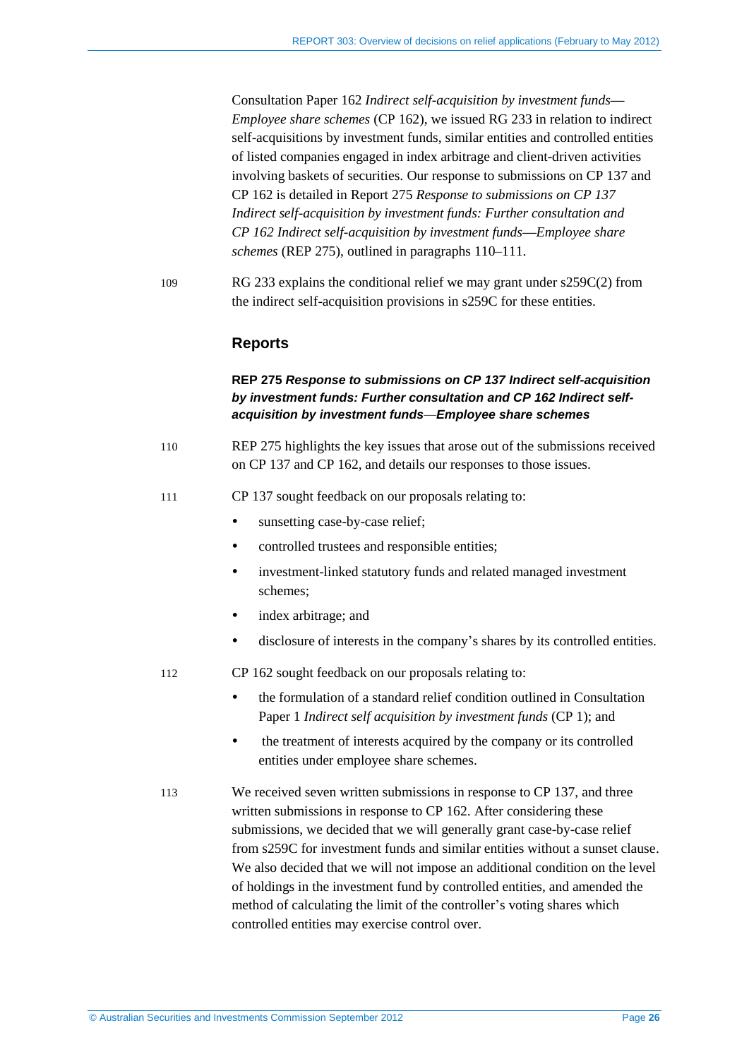Consultation Paper 162 *Indirect self-acquisition by investment funds—Employee share schemes* (CP 162), we issued RG 233 in relation to indirect self-acquisitions by investment funds, similar entities and controlled entities of listed companies engaged in index arbitrage and client-driven activities involving baskets of securities. Our response to submissions on CP 137 and CP 162 is detailed in Report 275 *Response to submissions on CP 137 Indirect self-acquisition by investment funds: Further consultation and CP 162 Indirect self-acquisition by investment funds—Employee share schemes* (REP 275), outlined in paragraphs 110–111.

109 RG 233 explains the conditional relief we may grant under s259C(2) from the indirect self-acquisition provisions in s259C for these entities.

### Reports

**REP 275 *Response to submissions on CP 137 Indirect self-acquisition by investment funds: Further consultation and CP 162 Indirect self-acquisition by investment funds—Employee share schemes***

110 REP 275 highlights the key issues that arose out of the submissions received on CP 137 and CP 162, and details our responses to those issues.

111 CP 137 sought feedback on our proposals relating to:

- sunsetting case-by-case relief;
- controlled trustees and responsible entities;
- investment-linked statutory funds and related managed investment schemes;
- index arbitrage; and
- disclosure of interests in the company's shares by its controlled entities.

112 CP 162 sought feedback on our proposals relating to:

- the formulation of a standard relief condition outlined in Consultation Paper 1 *Indirect self acquisition by investment funds* (CP 1); and
- the treatment of interests acquired by the company or its controlled entities under employee share schemes.

113 We received seven written submissions in response to CP 137, and three written submissions in response to CP 162. After considering these submissions, we decided that we will generally grant case-by-case relief from s259C for investment funds and similar entities without a sunset clause. We also decided that we will not impose an additional condition on the level of holdings in the investment fund by controlled entities, and amended the method of calculating the limit of the controller's voting shares which controlled entities may exercise control over.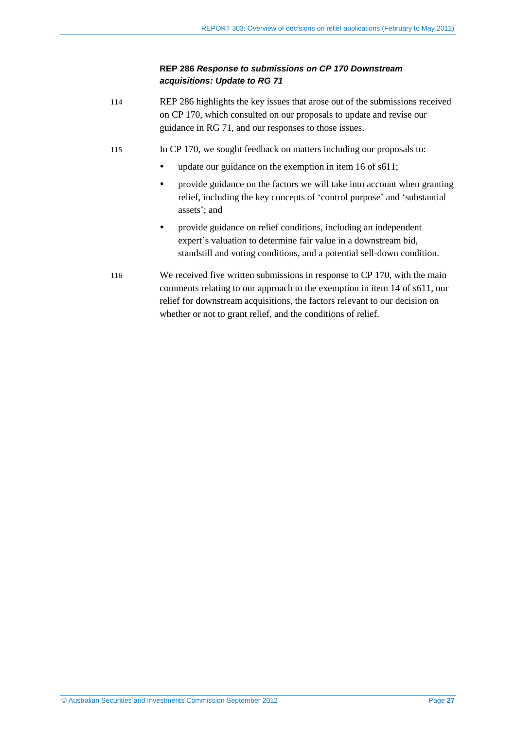**REP 286 *Response to submissions on CP 170 Downstream acquisitions: Update to RG 71***

114 REP 286 highlights the key issues that arose out of the submissions received on CP 170, which consulted on our proposals to update and revise our guidance in RG 71, and our responses to those issues.

115 In CP 170, we sought feedback on matters including our proposals to:

- update our guidance on the exemption in item 16 of s611;
- provide guidance on the factors we will take into account when granting relief, including the key concepts of 'control purpose' and 'substantial assets'; and
- provide guidance on relief conditions, including an independent expert's valuation to determine fair value in a downstream bid, standstill and voting conditions, and a potential sell-down condition.

116 We received five written submissions in response to CP 170, with the main comments relating to our approach to the exemption in item 14 of s611, our relief for downstream acquisitions, the factors relevant to our decision on whether or not to grant relief, and the conditions of relief.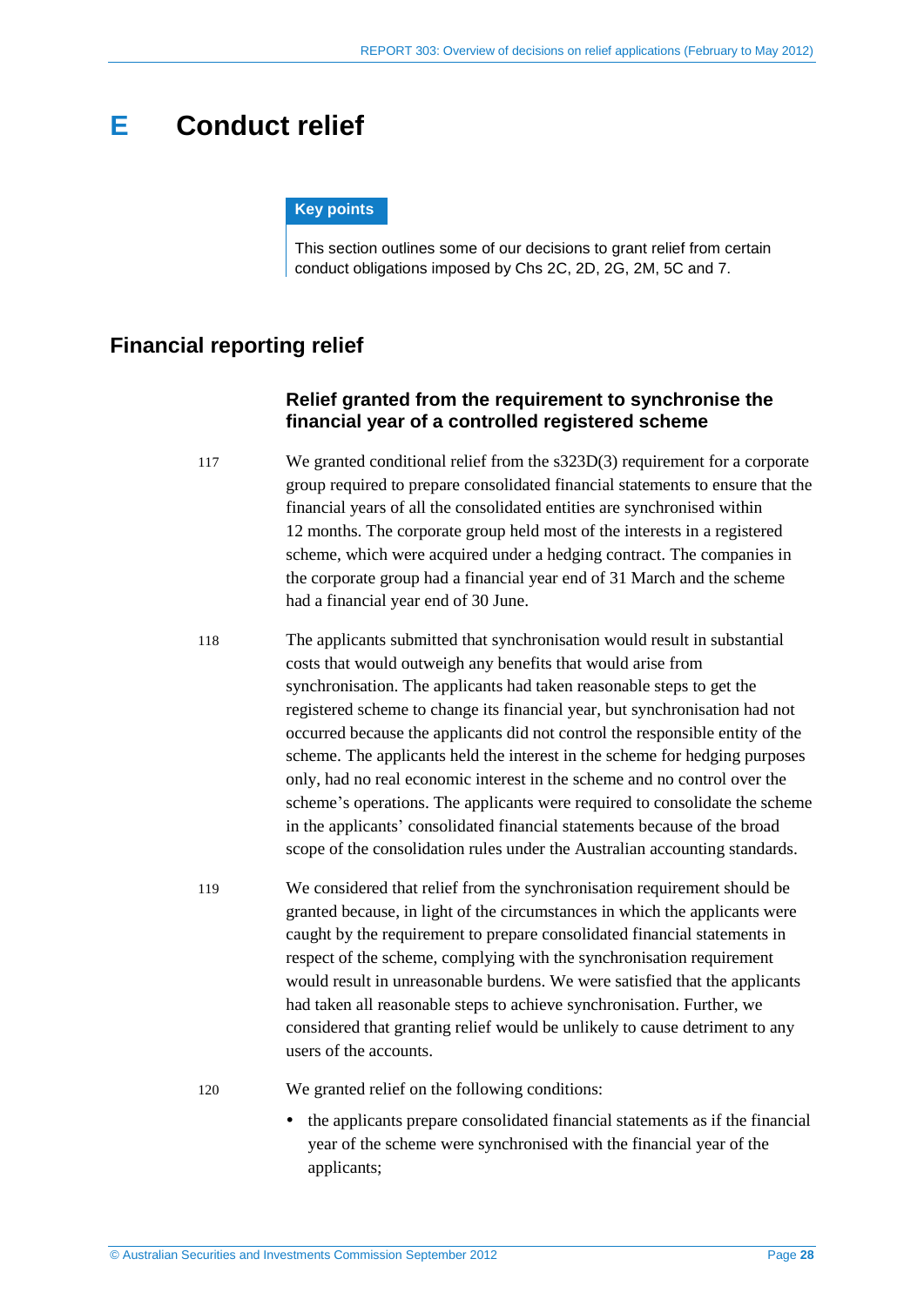# E Conduct relief

**Key points**

This section outlines some of our decisions to grant relief from certain conduct obligations imposed by Chs 2C, 2D, 2G, 2M, 5C and 7.

## Financial reporting relief

### Relief granted from the requirement to synchronise the financial year of a controlled registered scheme

117 We granted conditional relief from the s323D(3) requirement for a corporate group required to prepare consolidated financial statements to ensure that the financial years of all the consolidated entities are synchronised within 12 months. The corporate group held most of the interests in a registered scheme, which were acquired under a hedging contract. The companies in the corporate group had a financial year end of 31 March and the scheme had a financial year end of 30 June.

118 The applicants submitted that synchronisation would result in substantial costs that would outweigh any benefits that would arise from synchronisation. The applicants had taken reasonable steps to get the registered scheme to change its financial year, but synchronisation had not occurred because the applicants did not control the responsible entity of the scheme. The applicants held the interest in the scheme for hedging purposes only, had no real economic interest in the scheme and no control over the scheme's operations. The applicants were required to consolidate the scheme in the applicants' consolidated financial statements because of the broad scope of the consolidation rules under the Australian accounting standards.

119 We considered that relief from the synchronisation requirement should be granted because, in light of the circumstances in which the applicants were caught by the requirement to prepare consolidated financial statements in respect of the scheme, complying with the synchronisation requirement would result in unreasonable burdens. We were satisfied that the applicants had taken all reasonable steps to achieve synchronisation. Further, we considered that granting relief would be unlikely to cause detriment to any users of the accounts.

120 We granted relief on the following conditions:

- the applicants prepare consolidated financial statements as if the financial year of the scheme were synchronised with the financial year of the applicants;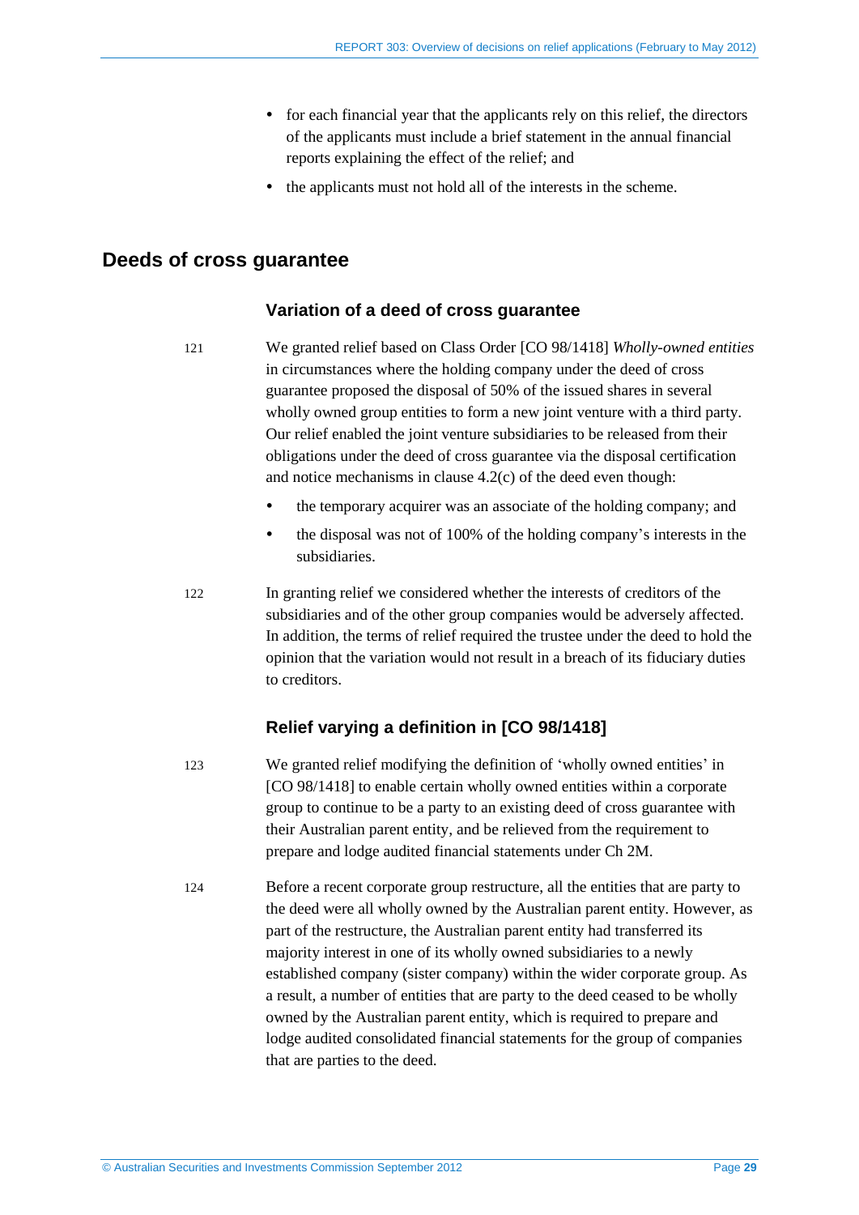- for each financial year that the applicants rely on this relief, the directors of the applicants must include a brief statement in the annual financial reports explaining the effect of the relief; and
- the applicants must not hold all of the interests in the scheme.

## Deeds of cross guarantee

### Variation of a deed of cross guarantee

121 We granted relief based on Class Order [CO 98/1418] *Wholly-owned entities* in circumstances where the holding company under the deed of cross guarantee proposed the disposal of 50% of the issued shares in several wholly owned group entities to form a new joint venture with a third party. Our relief enabled the joint venture subsidiaries to be released from their obligations under the deed of cross guarantee via the disposal certification and notice mechanisms in clause 4.2(c) of the deed even though:

- the temporary acquirer was an associate of the holding company; and
- the disposal was not of 100% of the holding company's interests in the subsidiaries.

122 In granting relief we considered whether the interests of creditors of the subsidiaries and of the other group companies would be adversely affected. In addition, the terms of relief required the trustee under the deed to hold the opinion that the variation would not result in a breach of its fiduciary duties to creditors.

### Relief varying a definition in [CO 98/1418]

123 We granted relief modifying the definition of 'wholly owned entities' in [CO 98/1418] to enable certain wholly owned entities within a corporate group to continue to be a party to an existing deed of cross guarantee with their Australian parent entity, and be relieved from the requirement to prepare and lodge audited financial statements under Ch 2M.

124 Before a recent corporate group restructure, all the entities that are party to the deed were all wholly owned by the Australian parent entity. However, as part of the restructure, the Australian parent entity had transferred its majority interest in one of its wholly owned subsidiaries to a newly established company (sister company) within the wider corporate group. As a result, a number of entities that are party to the deed ceased to be wholly owned by the Australian parent entity, which is required to prepare and lodge audited consolidated financial statements for the group of companies that are parties to the deed.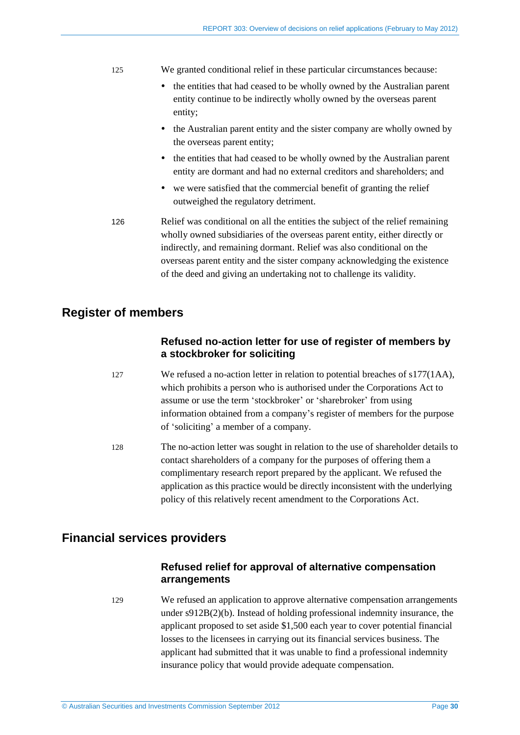125 We granted conditional relief in these particular circumstances because:

- the entities that had ceased to be wholly owned by the Australian parent entity continue to be indirectly wholly owned by the overseas parent entity;
- the Australian parent entity and the sister company are wholly owned by the overseas parent entity;
- the entities that had ceased to be wholly owned by the Australian parent entity are dormant and had no external creditors and shareholders; and
- we were satisfied that the commercial benefit of granting the relief outweighed the regulatory detriment.

126 Relief was conditional on all the entities the subject of the relief remaining wholly owned subsidiaries of the overseas parent entity, either directly or indirectly, and remaining dormant. Relief was also conditional on the overseas parent entity and the sister company acknowledging the existence of the deed and giving an undertaking not to challenge its validity.

## Register of members

### Refused no-action letter for use of register of members by a stockbroker for soliciting

127 We refused a no-action letter in relation to potential breaches of s177(1AA), which prohibits a person who is authorised under the Corporations Act to assume or use the term 'stockbroker' or 'sharebroker' from using information obtained from a company's register of members for the purpose of 'soliciting' a member of a company.

128 The no-action letter was sought in relation to the use of shareholder details to contact shareholders of a company for the purposes of offering them a complimentary research report prepared by the applicant. We refused the application as this practice would be directly inconsistent with the underlying policy of this relatively recent amendment to the Corporations Act.

## Financial services providers

### Refused relief for approval of alternative compensation arrangements

129 We refused an application to approve alternative compensation arrangements under s912B(2)(b). Instead of holding professional indemnity insurance, the applicant proposed to set aside $1,500 each year to cover potential financial losses to the licensees in carrying out its financial services business. The applicant had submitted that it was unable to find a professional indemnity insurance policy that would provide adequate compensation.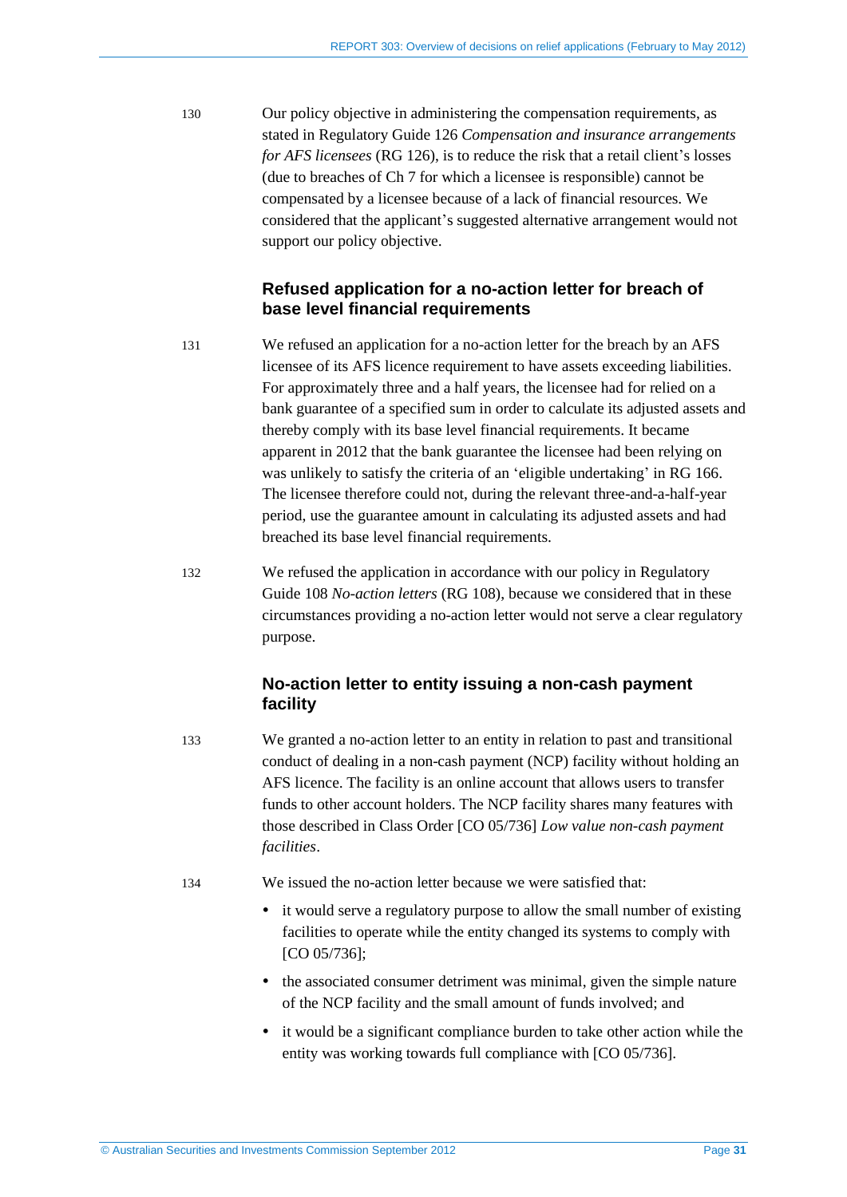130 Our policy objective in administering the compensation requirements, as stated in Regulatory Guide 126 *Compensation and insurance arrangements for AFS licensees* (RG 126), is to reduce the risk that a retail client's losses (due to breaches of Ch 7 for which a licensee is responsible) cannot be compensated by a licensee because of a lack of financial resources. We considered that the applicant's suggested alternative arrangement would not support our policy objective.

### Refused application for a no-action letter for breach of base level financial requirements

131 We refused an application for a no-action letter for the breach by an AFS licensee of its AFS licence requirement to have assets exceeding liabilities. For approximately three and a half years, the licensee had for relied on a bank guarantee of a specified sum in order to calculate its adjusted assets and thereby comply with its base level financial requirements. It became apparent in 2012 that the bank guarantee the licensee had been relying on was unlikely to satisfy the criteria of an 'eligible undertaking' in RG 166. The licensee therefore could not, during the relevant three-and-a-half-year period, use the guarantee amount in calculating its adjusted assets and had breached its base level financial requirements.

132 We refused the application in accordance with our policy in Regulatory Guide 108 *No-action letters* (RG 108), because we considered that in these circumstances providing a no-action letter would not serve a clear regulatory purpose.

### No-action letter to entity issuing a non-cash payment facility

133 We granted a no-action letter to an entity in relation to past and transitional conduct of dealing in a non-cash payment (NCP) facility without holding an AFS licence. The facility is an online account that allows users to transfer funds to other account holders. The NCP facility shares many features with those described in Class Order [CO 05/736] *Low value non-cash payment facilities*.

134 We issued the no-action letter because we were satisfied that:

- it would serve a regulatory purpose to allow the small number of existing facilities to operate while the entity changed its systems to comply with [CO 05/736];
- the associated consumer detriment was minimal, given the simple nature of the NCP facility and the small amount of funds involved; and
- it would be a significant compliance burden to take other action while the entity was working towards full compliance with [CO 05/736].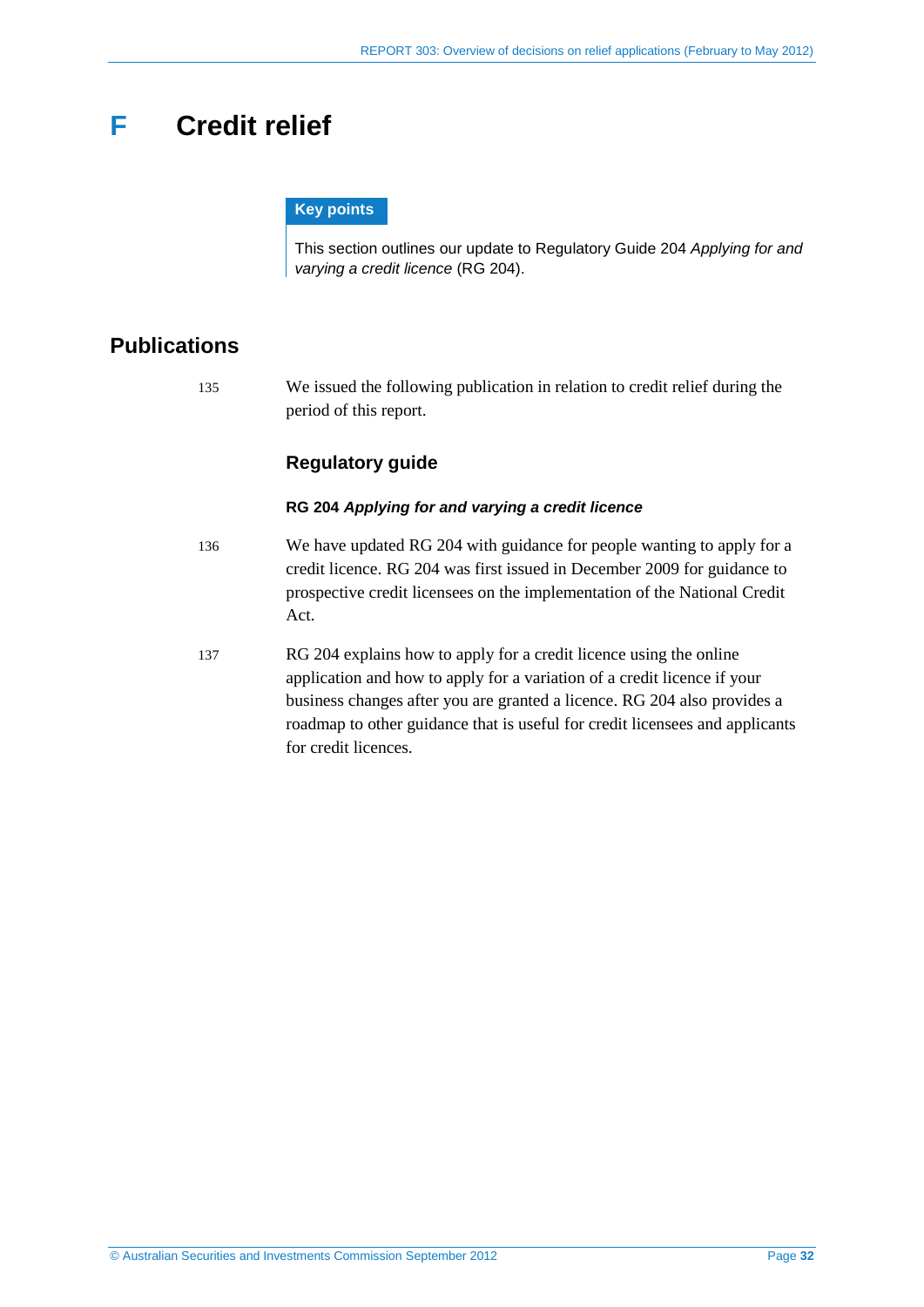# F Credit relief

**Key points**

This section outlines our update to Regulatory Guide 204 *Applying for and varying a credit licence* (RG 204).

## Publications

135 We issued the following publication in relation to credit relief during the period of this report.

### Regulatory guide

**RG 204 *Applying for and varying a credit licence***

136 We have updated RG 204 with guidance for people wanting to apply for a credit licence. RG 204 was first issued in December 2009 for guidance to prospective credit licensees on the implementation of the National Credit Act.

137 RG 204 explains how to apply for a credit licence using the online application and how to apply for a variation of a credit licence if your business changes after you are granted a licence. RG 204 also provides a roadmap to other guidance that is useful for credit licensees and applicants for credit licences.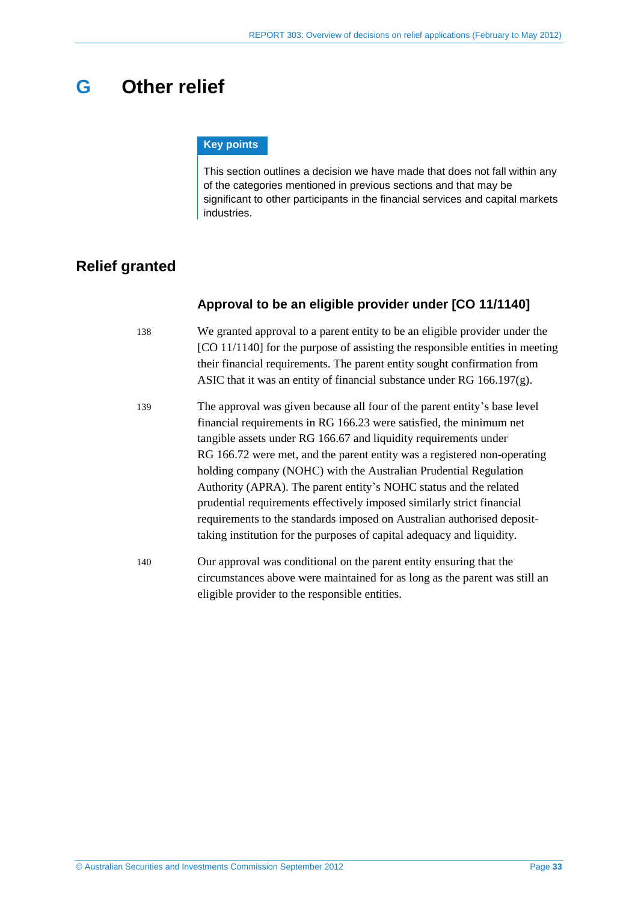# G Other relief

**Key points**

This section outlines a decision we have made that does not fall within any of the categories mentioned in previous sections and that may be significant to other participants in the financial services and capital markets industries.

## Relief granted

### Approval to be an eligible provider under [CO 11/1140]

138 We granted approval to a parent entity to be an eligible provider under the [CO 11/1140] for the purpose of assisting the responsible entities in meeting their financial requirements. The parent entity sought confirmation from ASIC that it was an entity of financial substance under RG 166.197(g).

139 The approval was given because all four of the parent entity's base level financial requirements in RG 166.23 were satisfied, the minimum net tangible assets under RG 166.67 and liquidity requirements under RG 166.72 were met, and the parent entity was a registered non-operating holding company (NOHC) with the Australian Prudential Regulation Authority (APRA). The parent entity's NOHC status and the related prudential requirements effectively imposed similarly strict financial requirements to the standards imposed on Australian authorised deposit-taking institution for the purposes of capital adequacy and liquidity.

140 Our approval was conditional on the parent entity ensuring that the circumstances above were maintained for as long as the parent was still an eligible provider to the responsible entities.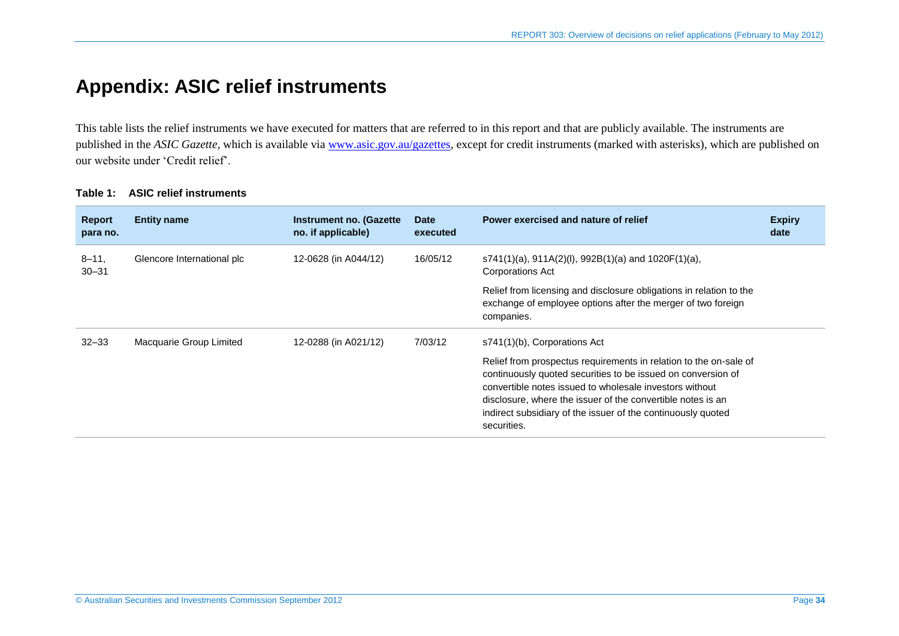# Appendix: ASIC relief instruments

This table lists the relief instruments we have executed for matters that are referred to in this report and that are publicly available. The instruments are published in the *ASIC Gazette*, which is available via [www.asic.gov.au/gazettes](www.asic.gov.au/gazettes), except for credit instruments (marked with asterisks), which are published on our website under 'Credit relief'.

**Table 1: ASIC relief instruments**

| Report para no. | Entity name | Instrument no. (Gazette no. if applicable) | Date executed | Power exercised and nature of relief | Expiry date |
|---|---|---|---|---|---|
| 8–11, 30–31 | Glencore International plc | 12-0628 (in A044/12) | 16/05/12 | s741(1)(a), 911A(2)(l), 992B(1)(a) and 1020F(1)(a), Corporations Act<br><br>Relief from licensing and disclosure obligations in relation to the exchange of employee options after the merger of two foreign companies. | |
| 32–33 | Macquarie Group Limited | 12-0288 (in A021/12) | 7/03/12 | s741(1)(b), Corporations Act<br><br>Relief from prospectus requirements in relation to the on-sale of continuously quoted securities to be issued on conversion of convertible notes issued to wholesale investors without disclosure, where the issuer of the convertible notes is an indirect subsidiary of the issuer of the continuously quoted securities. | |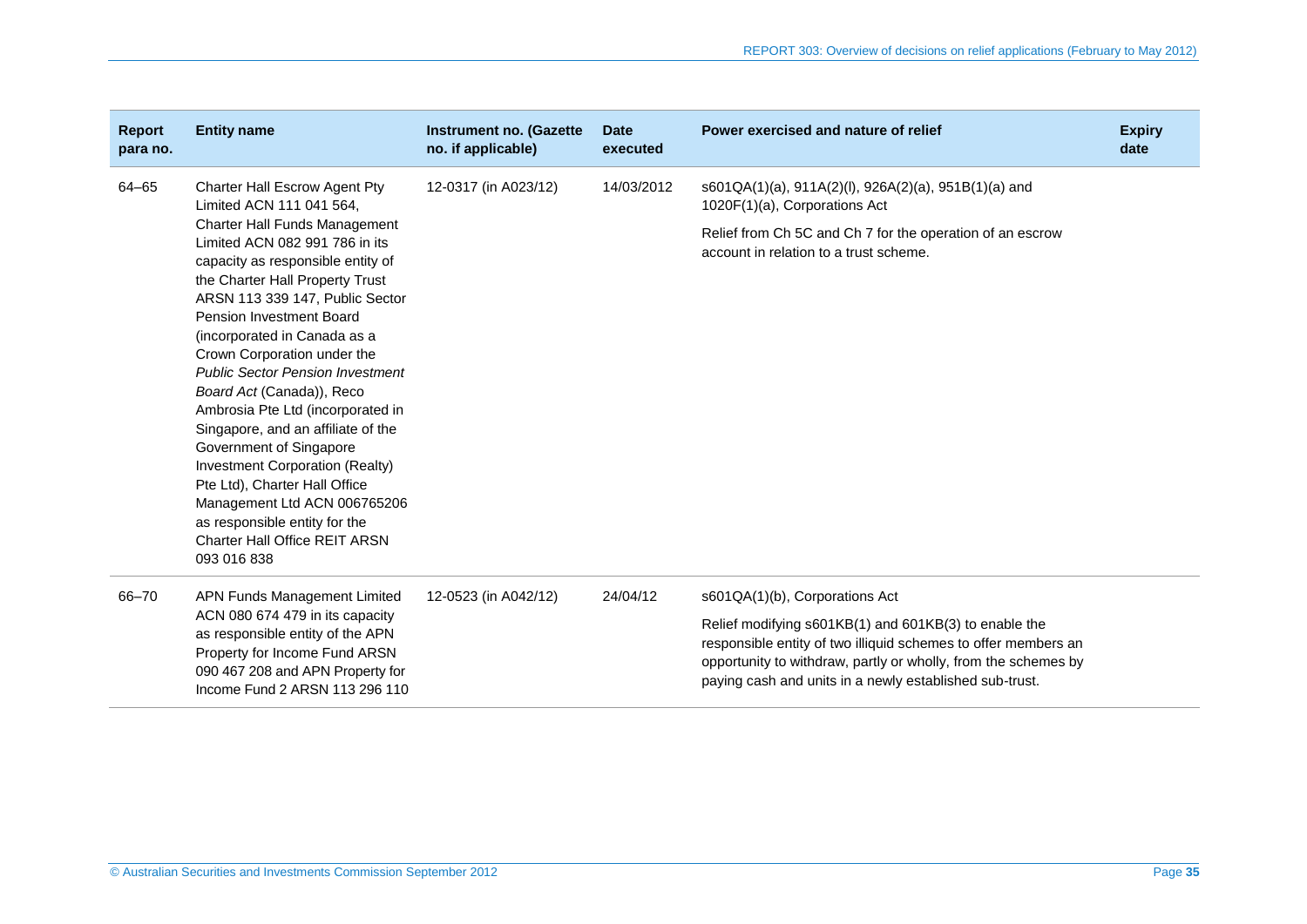| Report para no. | Entity name | Instrument no. (Gazette no. if applicable) | Date executed | Power exercised and nature of relief | Expiry date |
|---|---|---|---|---|---|
| 64–65 | Charter Hall Escrow Agent Pty Limited ACN 111 041 564, Charter Hall Funds Management Limited ACN 082 991 786 in its capacity as responsible entity of the Charter Hall Property Trust ARSN 113 339 147, Public Sector Pension Investment Board (incorporated in Canada as a Crown Corporation under the *Public Sector Pension Investment Board Act* (Canada)), Reco Ambrosia Pte Ltd (incorporated in Singapore, and an affiliate of the Government of Singapore Investment Corporation (Realty) Pte Ltd), Charter Hall Office Management Ltd ACN 006765206 as responsible entity for the Charter Hall Office REIT ARSN 093 016 838 | 12-0317 (in A023/12) | 14/03/2012 | s601QA(1)(a), 911A(2)(l), 926A(2)(a), 951B(1)(a) and 1020F(1)(a), Corporations Act<br><br>Relief from Ch 5C and Ch 7 for the operation of an escrow account in relation to a trust scheme. | |
| 66–70 | APN Funds Management Limited ACN 080 674 479 in its capacity as responsible entity of the APN Property for Income Fund ARSN 090 467 208 and APN Property for Income Fund 2 ARSN 113 296 110 | 12-0523 (in A042/12) | 24/04/12 | s601QA(1)(b), Corporations Act<br><br>Relief modifying s601KB(1) and 601KB(3) to enable the responsible entity of two illiquid schemes to offer members an opportunity to withdraw, partly or wholly, from the schemes by paying cash and units in a newly established sub-trust. | |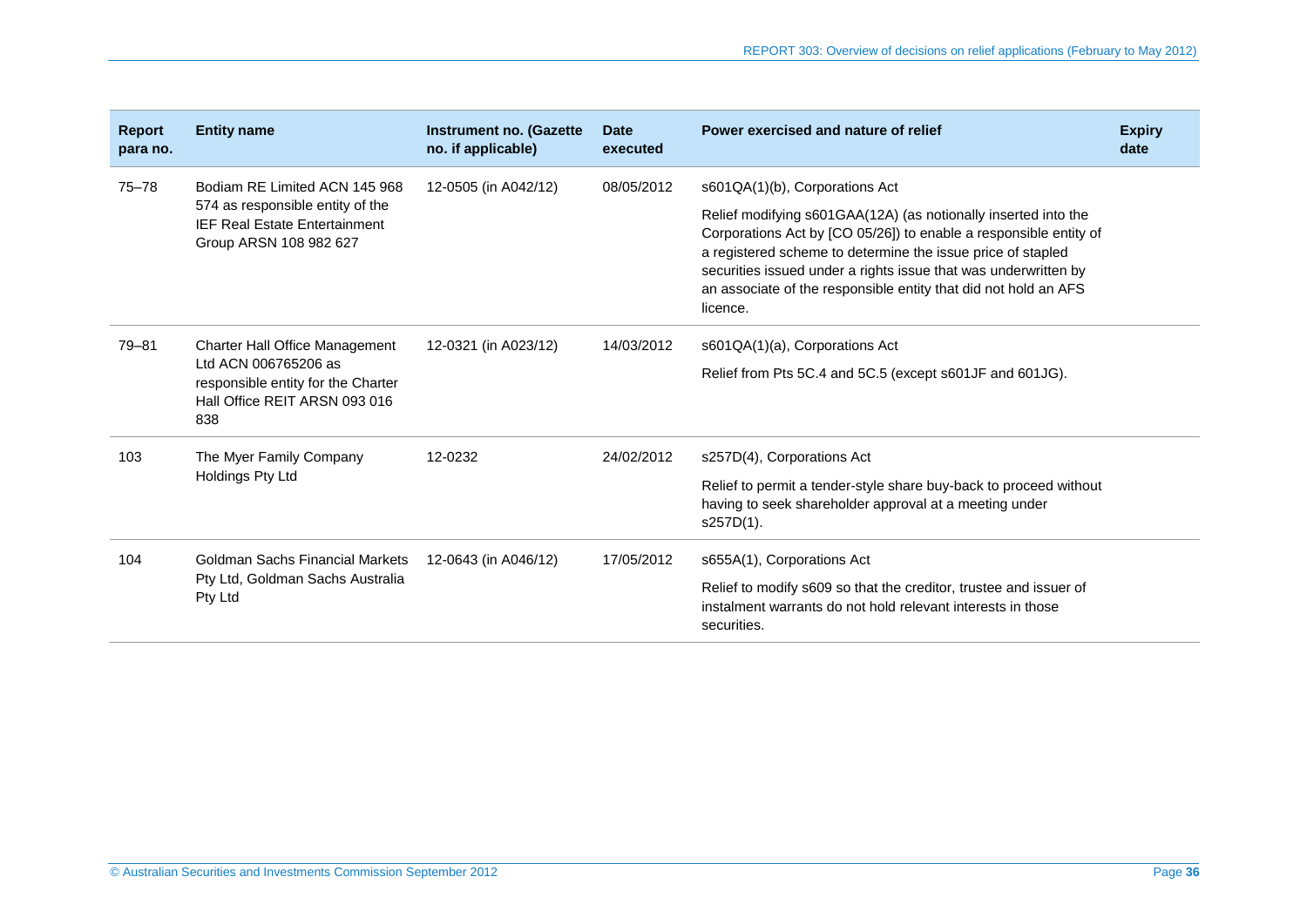| Report para no. | Entity name | Instrument no. (Gazette no. if applicable) | Date executed | Power exercised and nature of relief | Expiry date |
|---|---|---|---|---|---|
| 75–78 | Bodiam RE Limited ACN 145 968 574 as responsible entity of the IEF Real Estate Entertainment Group ARSN 108 982 627 | 12-0505 (in A042/12) | 08/05/2012 | s601QA(1)(b), Corporations Act<br><br>Relief modifying s601GAA(12A) (as notionally inserted into the Corporations Act by [CO 05/26]) to enable a responsible entity of a registered scheme to determine the issue price of stapled securities issued under a rights issue that was underwritten by an associate of the responsible entity that did not hold an AFS licence. | |
| 79–81 | Charter Hall Office Management Ltd ACN 006765206 as responsible entity for the Charter Hall Office REIT ARSN 093 016 838 | 12-0321 (in A023/12) | 14/03/2012 | s601QA(1)(a), Corporations Act<br><br>Relief from Pts 5C.4 and 5C.5 (except s601JF and 601JG). | |
| 103 | The Myer Family Company Holdings Pty Ltd | 12-0232 | 24/02/2012 | s257D(4), Corporations Act<br><br>Relief to permit a tender-style share buy-back to proceed without having to seek shareholder approval at a meeting under s257D(1). | |
| 104 | Goldman Sachs Financial Markets Pty Ltd, Goldman Sachs Australia Pty Ltd | 12-0643 (in A046/12) | 17/05/2012 | s655A(1), Corporations Act<br><br>Relief to modify s609 so that the creditor, trustee and issuer of instalment warrants do not hold relevant interests in those securities. | |